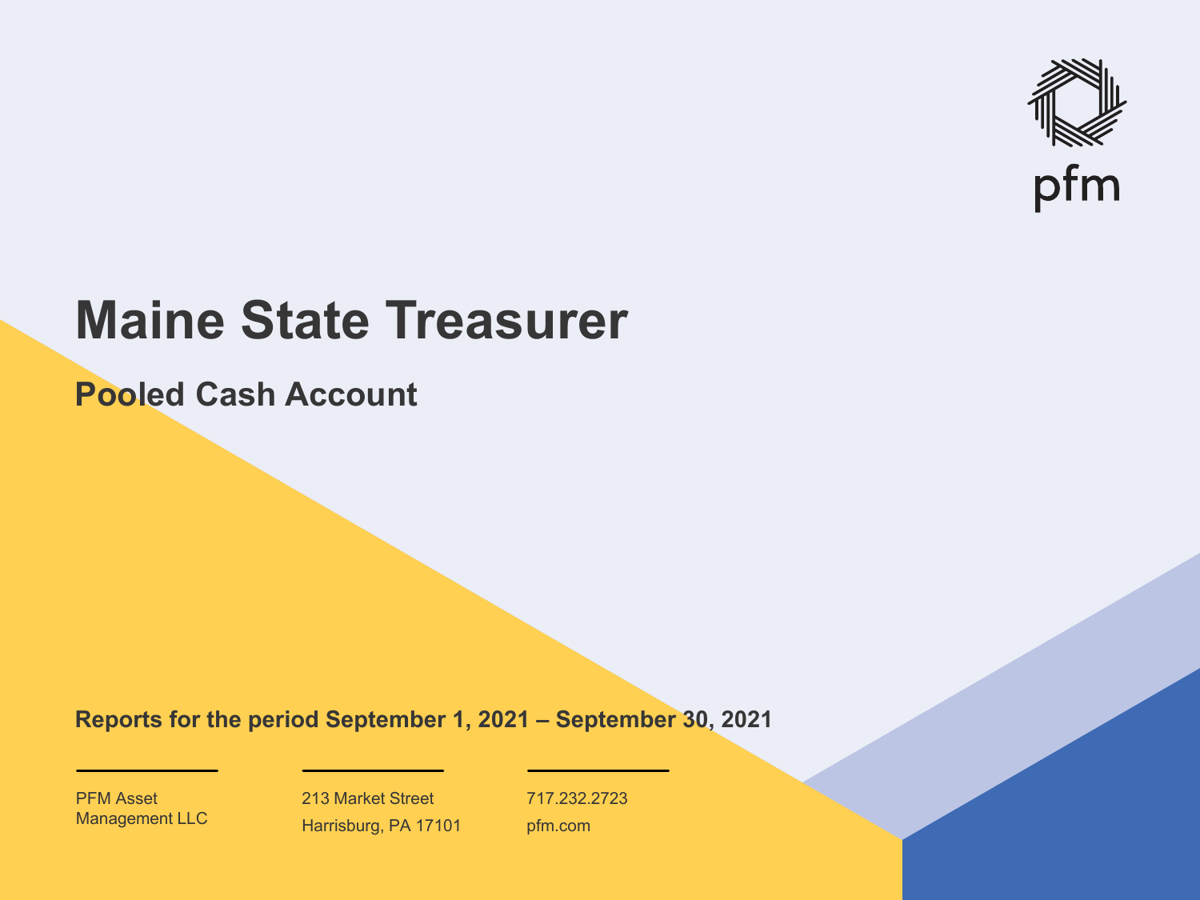pfm

# Maine State Treasurer

## Pooled Cash Account

**Reports for the period September 1, 2021 – September 30, 2021**

PFM Asset Management LLC

213 Market Street
Harrisburg, PA 17101

717.232.2723
pfm.com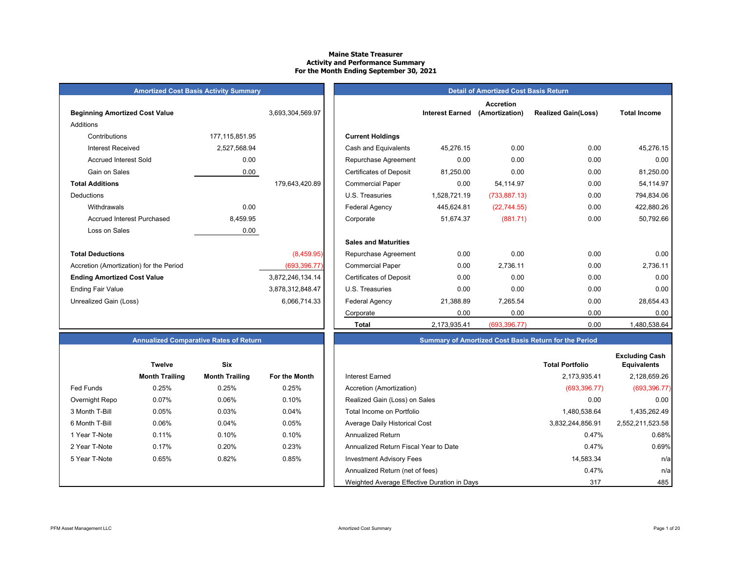# Maine State Treasurer
## Activity and Performance Summary
### For the Month Ending September 30, 2021

## Amortized Cost Basis Activity Summary

| | | |
|---|---|---|
| **Beginning Amortized Cost Value** | | 3,693,304,569.97 |
| Additions | | |
| Contributions | 177,115,851.95 | |
| Interest Received | 2,527,568.94 | |
| Accrued Interest Sold | 0.00 | |
| Gain on Sales | 0.00 | |
| **Total Additions** | | 179,643,420.89 |
| Deductions | | |
| Withdrawals | 0.00 | |
| Accrued Interest Purchased | 8,459.95 | |
| Loss on Sales | 0.00 | |
| **Total Deductions** | | (8,459.95) |
| Accretion (Amortization) for the Period | | (693,396.77) |
| **Ending Amortized Cost Value** | | 3,872,246,134.14 |
| Ending Fair Value | | 3,878,312,848.47 |
| Unrealized Gain (Loss) | | 6,066,714.33 |

## Detail of Amortized Cost Basis Return

| | Interest Earned | Accretion (Amortization) | Realized Gain(Loss) | Total Income |
|---|---|---|---|---|
| **Current Holdings** | | | | |
| Cash and Equivalents | 45,276.15 | 0.00 | 0.00 | 45,276.15 |
| Repurchase Agreement | 0.00 | 0.00 | 0.00 | 0.00 |
| Certificates of Deposit | 81,250.00 | 0.00 | 0.00 | 81,250.00 |
| Commercial Paper | 0.00 | 54,114.97 | 0.00 | 54,114.97 |
| U.S. Treasuries | 1,528,721.19 | (733,887.13) | 0.00 | 794,834.06 |
| Federal Agency | 445,624.81 | (22,744.55) | 0.00 | 422,880.26 |
| Corporate | 51,674.37 | (881.71) | 0.00 | 50,792.66 |
| **Sales and Maturities** | | | | |
| Repurchase Agreement | 0.00 | 0.00 | 0.00 | 0.00 |
| Commercial Paper | 0.00 | 2,736.11 | 0.00 | 2,736.11 |
| Certificates of Deposit | 0.00 | 0.00 | 0.00 | 0.00 |
| U.S. Treasuries | 0.00 | 0.00 | 0.00 | 0.00 |
| Federal Agency | 21,388.89 | 7,265.54 | 0.00 | 28,654.43 |
| Corporate | 0.00 | 0.00 | 0.00 | 0.00 |
| **Total** | 2,173,935.41 | (693,396.77) | 0.00 | 1,480,538.64 |

## Annualized Comparative Rates of Return

| | Twelve Month Trailing | Six Month Trailing | For the Month |
|---|---|---|---|
| Fed Funds | 0.25% | 0.25% | 0.25% |
| Overnight Repo | 0.07% | 0.06% | 0.10% |
| 3 Month T-Bill | 0.05% | 0.03% | 0.04% |
| 6 Month T-Bill | 0.06% | 0.04% | 0.05% |
| 1 Year T-Note | 0.11% | 0.10% | 0.10% |
| 2 Year T-Note | 0.17% | 0.20% | 0.23% |
| 5 Year T-Note | 0.65% | 0.82% | 0.85% |

## Summary of Amortized Cost Basis Return for the Period

| | Total Portfolio | Excluding Cash Equivalents |
|---|---|---|
| Interest Earned | 2,173,935.41 | 2,128,659.26 |
| Accretion (Amortization) | (693,396.77) | (693,396.77) |
| Realized Gain (Loss) on Sales | 0.00 | 0.00 |
| Total Income on Portfolio | 1,480,538.64 | 1,435,262.49 |
| Average Daily Historical Cost | 3,832,244,856.91 | 2,552,211,523.58 |
| Annualized Return | 0.47% | 0.68% |
| Annualized Return Fiscal Year to Date | 0.47% | 0.69% |
| Investment Advisory Fees | 14,583.34 | n/a |
| Annualized Return (net of fees) | 0.47% | n/a |
| Weighted Average Effective Duration in Days | 317 | 485 |

PFM Asset Management LLC — Amortized Cost Summary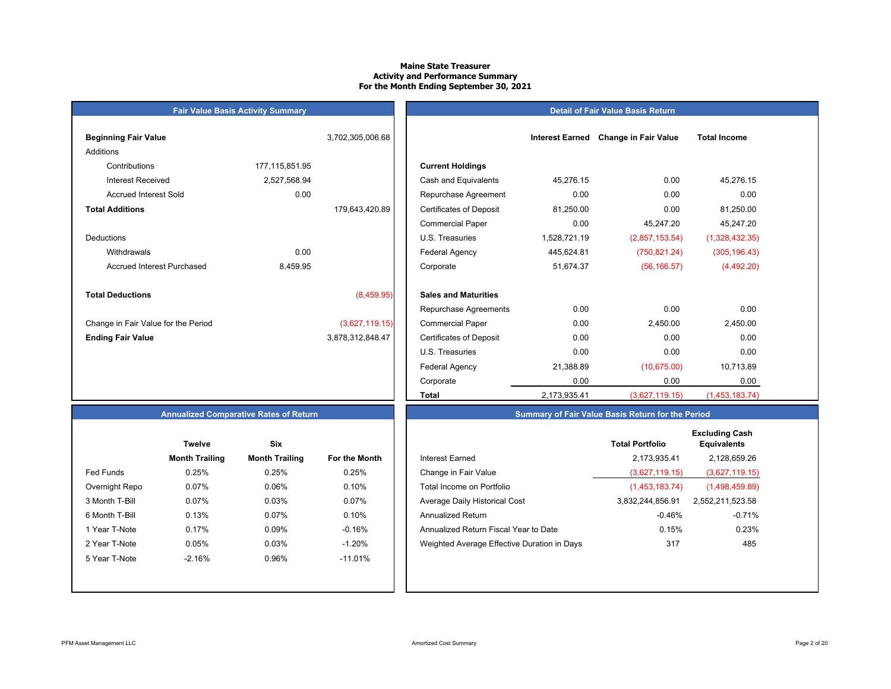# Maine State Treasurer
## Activity and Performance Summary
### For the Month Ending September 30, 2021

## Fair Value Basis Activity Summary

| | | |
|---|---|---|
| **Beginning Fair Value** | | 3,702,305,006.68 |
| Additions | | |
| Contributions | 177,115,851.95 | |
| Interest Received | 2,527,568.94 | |
| Accrued Interest Sold | 0.00 | |
| **Total Additions** | | 179,643,420.89 |
| Deductions | | |
| Withdrawals | 0.00 | |
| Accrued Interest Purchased | 8,459.95 | |
| **Total Deductions** | | (8,459.95) |
| Change in Fair Value for the Period | | (3,627,119.15) |
| **Ending Fair Value** | | 3,878,312,848.47 |

## Detail of Fair Value Basis Return

| | Interest Earned | Change in Fair Value | Total Income |
|---|---|---|---|
| **Current Holdings** | | | |
| Cash and Equivalents | 45,276.15 | 0.00 | 45,276.15 |
| Repurchase Agreement | 0.00 | 0.00 | 0.00 |
| Certificates of Deposit | 81,250.00 | 0.00 | 81,250.00 |
| Commercial Paper | 0.00 | 45,247.20 | 45,247.20 |
| U.S. Treasuries | 1,528,721.19 | (2,857,153.54) | (1,328,432.35) |
| Federal Agency | 445,624.81 | (750,821.24) | (305,196.43) |
| Corporate | 51,674.37 | (56,166.57) | (4,492.20) |
| **Sales and Maturities** | | | |
| Repurchase Agreements | 0.00 | 0.00 | 0.00 |
| Commercial Paper | 0.00 | 2,450.00 | 2,450.00 |
| Certificates of Deposit | 0.00 | 0.00 | 0.00 |
| U.S. Treasuries | 0.00 | 0.00 | 0.00 |
| Federal Agency | 21,388.89 | (10,675.00) | 10,713.89 |
| Corporate | 0.00 | 0.00 | 0.00 |
| **Total** | 2,173,935.41 | (3,627,119.15) | (1,453,183.74) |

## Annualized Comparative Rates of Return

| | Twelve Month Trailing | Six Month Trailing | For the Month |
|---|---|---|---|
| Fed Funds | 0.25% | 0.25% | 0.25% |
| Overnight Repo | 0.07% | 0.06% | 0.10% |
| 3 Month T-Bill | 0.07% | 0.03% | 0.07% |
| 6 Month T-Bill | 0.13% | 0.07% | 0.10% |
| 1 Year T-Note | 0.17% | 0.09% | -0.16% |
| 2 Year T-Note | 0.05% | 0.03% | -1.20% |
| 5 Year T-Note | -2.16% | 0.96% | -11.01% |

## Summary of Fair Value Basis Return for the Period

| | Total Portfolio | Excluding Cash Equivalents |
|---|---|---|
| Interest Earned | 2,173,935.41 | 2,128,659.26 |
| Change in Fair Value | (3,627,119.15) | (3,627,119.15) |
| Total Income on Portfolio | (1,453,183.74) | (1,498,459.89) |
| Average Daily Historical Cost | 3,832,244,856.91 | 2,552,211,523.58 |
| Annualized Return | -0.46% | -0.71% |
| Annualized Return Fiscal Year to Date | 0.15% | 0.23% |
| Weighted Average Effective Duration in Days | 317 | 485 |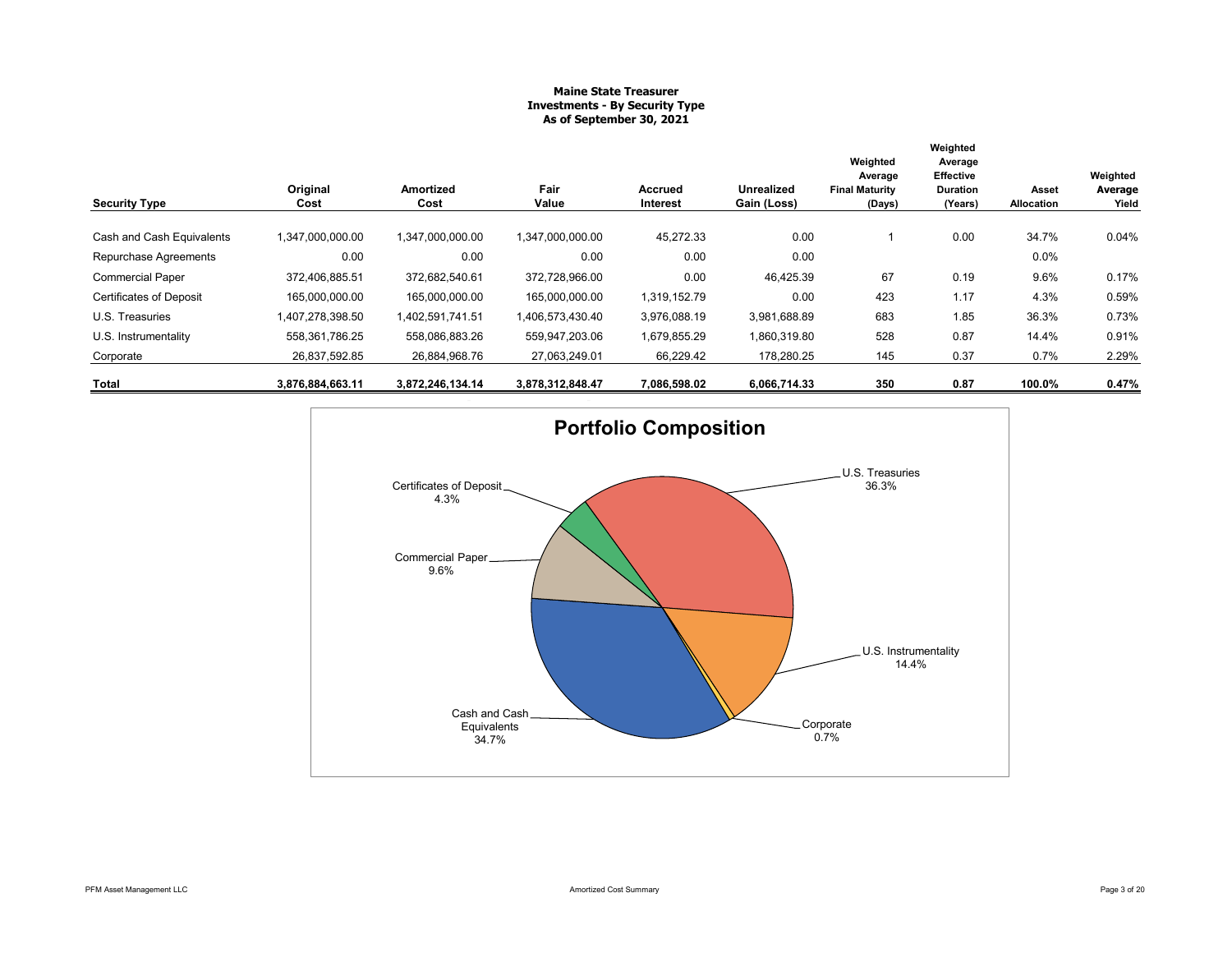**Maine State Treasurer**
**Investments - By Security Type**
**As of September 30, 2021**

| Security Type | Original Cost | Amortized Cost | Fair Value | Accrued Interest | Unrealized Gain (Loss) | Weighted Average Final Maturity (Days) | Weighted Average Effective Duration (Years) | Asset Allocation | Weighted Average Yield |
|---|---|---|---|---|---|---|---|---|---|
| Cash and Cash Equivalents | 1,347,000,000.00 | 1,347,000,000.00 | 1,347,000,000.00 | 45,272.33 | 0.00 | 1 | 0.00 | 34.7% | 0.04% |
| Repurchase Agreements | 0.00 | 0.00 | 0.00 | 0.00 | 0.00 | | | 0.0% | |
| Commercial Paper | 372,406,885.51 | 372,682,540.61 | 372,728,966.00 | 0.00 | 46,425.39 | 67 | 0.19 | 9.6% | 0.17% |
| Certificates of Deposit | 165,000,000.00 | 165,000,000.00 | 165,000,000.00 | 1,319,152.79 | 0.00 | 423 | 1.17 | 4.3% | 0.59% |
| U.S. Treasuries | 1,407,278,398.50 | 1,402,591,741.51 | 1,406,573,430.40 | 3,976,088.19 | 3,981,688.89 | 683 | 1.85 | 36.3% | 0.73% |
| U.S. Instrumentality | 558,361,786.25 | 558,086,883.26 | 559,947,203.06 | 1,679,855.29 | 1,860,319.80 | 528 | 0.87 | 14.4% | 0.91% |
| Corporate | 26,837,592.85 | 26,884,968.76 | 27,063,249.01 | 66,229.42 | 178,280.25 | 145 | 0.37 | 0.7% | 2.29% |
| **Total** | **3,876,884,663.11** | **3,872,246,134.14** | **3,878,312,848.47** | **7,086,598.02** | **6,066,714.33** | **350** | **0.87** | **100.0%** | **0.47%** |

## Portfolio Composition

- U.S. Treasuries 36.3%
- U.S. Instrumentality 14.4%
- Corporate 0.7%
- Cash and Cash Equivalents 34.7%
- Commercial Paper 9.6%
- Certificates of Deposit 4.3%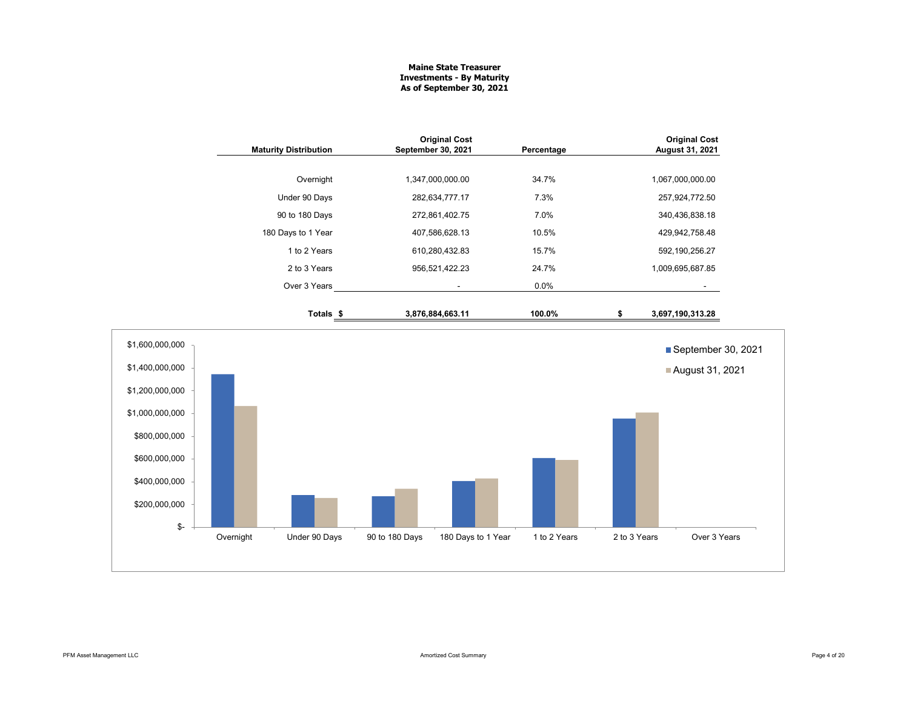**Maine State Treasurer**
**Investments - By Maturity**
**As of September 30, 2021**

| Maturity Distribution | Original Cost September 30, 2021 | Percentage | Original Cost August 31, 2021 |
|---|---|---|---|
| Overnight | 1,347,000,000.00 | 34.7% | 1,067,000,000.00 |
| Under 90 Days | 282,634,777.17 | 7.3% | 257,924,772.50 |
| 90 to 180 Days | 272,861,402.75 | 7.0% | 340,436,838.18 |
| 180 Days to 1 Year | 407,586,628.13 | 10.5% | 429,942,758.48 |
| 1 to 2 Years | 610,280,432.83 | 15.7% | 592,190,256.27 |
| 2 to 3 Years | 956,521,422.23 | 24.7% | 1,009,695,687.85 |
| Over 3 Years | - | 0.0% | - |
| **Totals** | **$ 3,876,884,663.11** | **100.0%** | **$ 3,697,190,313.28** |

| Maturity | September 30, 2021 | August 31, 2021 |
|---|---|---|
| Overnight | 1,347,000,000.00 | 1,067,000,000.00 |
| Under 90 Days | 282,634,777.17 | 257,924,772.50 |
| 90 to 180 Days | 272,861,402.75 | 340,436,838.18 |
| 180 Days to 1 Year | 407,586,628.13 | 429,942,758.48 |
| 1 to 2 Years | 610,280,432.83 | 592,190,256.27 |
| 2 to 3 Years | 956,521,422.23 | 1,009,695,687.85 |
| Over 3 Years | - | - |

Amortized Cost Summary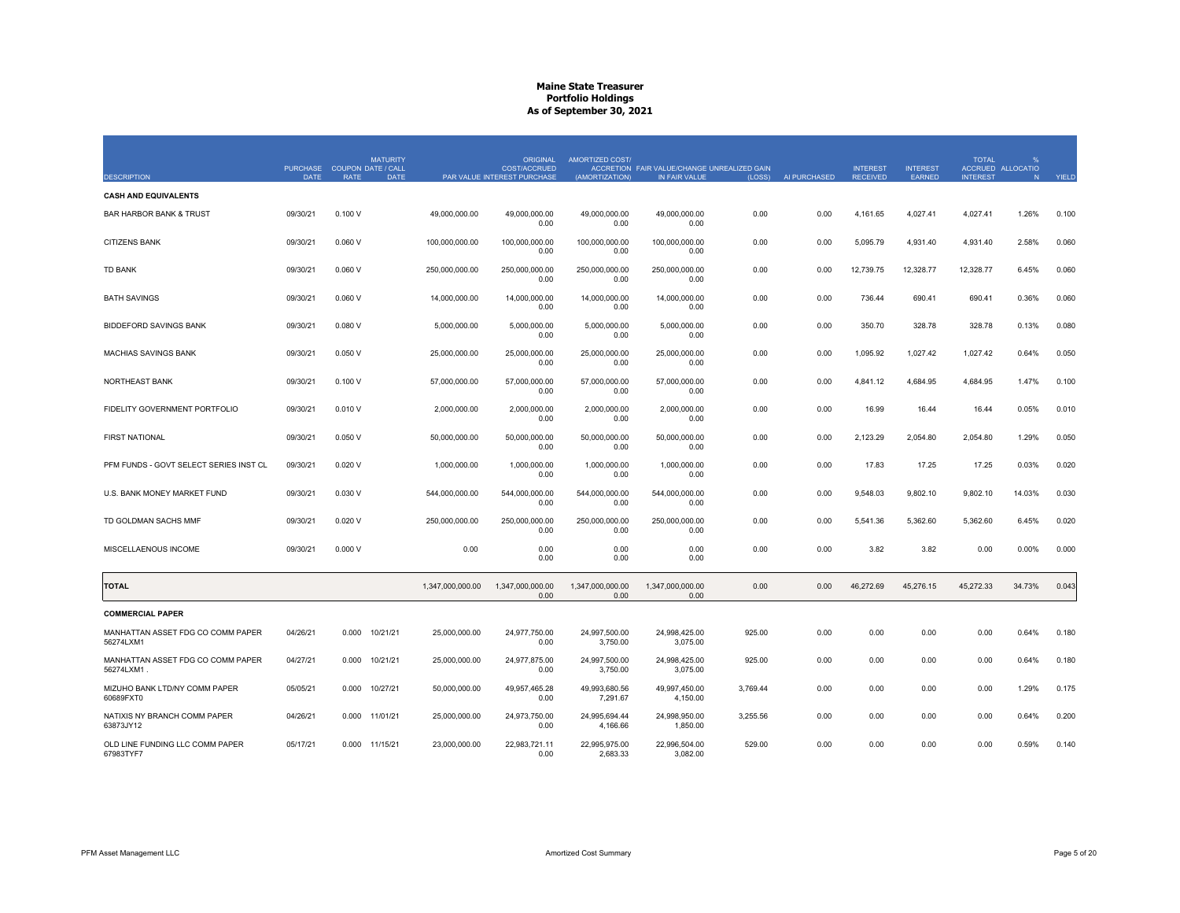# Maine State Treasurer
## Portfolio Holdings
### As of September 30, 2021

| DESCRIPTION | PURCHASE DATE | COUPON RATE | MATURITY DATE / CALL DATE | PAR VALUE | ORIGINAL COST/ACCRUED INTEREST PURCHASE | AMORTIZED COST/ ACCRETION (AMORTIZATION) | FAIR VALUE/CHANGE IN FAIR VALUE | UNREALIZED GAIN (LOSS) | AI PURCHASED | INTEREST RECEIVED | INTEREST EARNED | TOTAL ACCRUED INTEREST | % ALLOCATION | YIELD |
|---|---|---|---|---|---|---|---|---|---|---|---|---|---|---|
| **CASH AND EQUIVALENTS** | | | | | | | | | | | | | | |
| BAR HARBOR BANK & TRUST | 09/30/21 | 0.100 V | | 49,000,000.00 | 49,000,000.00<br>0.00 | 49,000,000.00<br>0.00 | 49,000,000.00<br>0.00 | 0.00 | 0.00 | 4,161.65 | 4,027.41 | 4,027.41 | 1.26% | 0.100 |
| CITIZENS BANK | 09/30/21 | 0.060 V | | 100,000,000.00 | 100,000,000.00<br>0.00 | 100,000,000.00<br>0.00 | 100,000,000.00<br>0.00 | 0.00 | 0.00 | 5,095.79 | 4,931.40 | 4,931.40 | 2.58% | 0.060 |
| TD BANK | 09/30/21 | 0.060 V | | 250,000,000.00 | 250,000,000.00<br>0.00 | 250,000,000.00<br>0.00 | 250,000,000.00<br>0.00 | 0.00 | 0.00 | 12,739.75 | 12,328.77 | 12,328.77 | 6.45% | 0.060 |
| BATH SAVINGS | 09/30/21 | 0.060 V | | 14,000,000.00 | 14,000,000.00<br>0.00 | 14,000,000.00<br>0.00 | 14,000,000.00<br>0.00 | 0.00 | 0.00 | 736.44 | 690.41 | 690.41 | 0.36% | 0.060 |
| BIDDEFORD SAVINGS BANK | 09/30/21 | 0.080 V | | 5,000,000.00 | 5,000,000.00<br>0.00 | 5,000,000.00<br>0.00 | 5,000,000.00<br>0.00 | 0.00 | 0.00 | 350.70 | 328.78 | 328.78 | 0.13% | 0.080 |
| MACHIAS SAVINGS BANK | 09/30/21 | 0.050 V | | 25,000,000.00 | 25,000,000.00<br>0.00 | 25,000,000.00<br>0.00 | 25,000,000.00<br>0.00 | 0.00 | 0.00 | 1,095.92 | 1,027.42 | 1,027.42 | 0.64% | 0.050 |
| NORTHEAST BANK | 09/30/21 | 0.100 V | | 57,000,000.00 | 57,000,000.00<br>0.00 | 57,000,000.00<br>0.00 | 57,000,000.00<br>0.00 | 0.00 | 0.00 | 4,841.12 | 4,684.95 | 4,684.95 | 1.47% | 0.100 |
| FIDELITY GOVERNMENT PORTFOLIO | 09/30/21 | 0.010 V | | 2,000,000.00 | 2,000,000.00<br>0.00 | 2,000,000.00<br>0.00 | 2,000,000.00<br>0.00 | 0.00 | 0.00 | 16.99 | 16.44 | 16.44 | 0.05% | 0.010 |
| FIRST NATIONAL | 09/30/21 | 0.050 V | | 50,000,000.00 | 50,000,000.00<br>0.00 | 50,000,000.00<br>0.00 | 50,000,000.00<br>0.00 | 0.00 | 0.00 | 2,123.29 | 2,054.80 | 2,054.80 | 1.29% | 0.050 |
| PFM FUNDS - GOVT SELECT SERIES INST CL | 09/30/21 | 0.020 V | | 1,000,000.00 | 1,000,000.00<br>0.00 | 1,000,000.00<br>0.00 | 1,000,000.00<br>0.00 | 0.00 | 0.00 | 17.83 | 17.25 | 17.25 | 0.03% | 0.020 |
| U.S. BANK MONEY MARKET FUND | 09/30/21 | 0.030 V | | 544,000,000.00 | 544,000,000.00<br>0.00 | 544,000,000.00<br>0.00 | 544,000,000.00<br>0.00 | 0.00 | 0.00 | 9,548.03 | 9,802.10 | 9,802.10 | 14.03% | 0.030 |
| TD GOLDMAN SACHS MMF | 09/30/21 | 0.020 V | | 250,000,000.00 | 250,000,000.00<br>0.00 | 250,000,000.00<br>0.00 | 250,000,000.00<br>0.00 | 0.00 | 0.00 | 5,541.36 | 5,362.60 | 5,362.60 | 6.45% | 0.020 |
| MISCELLAENOUS INCOME | 09/30/21 | 0.000 V | | 0.00 | 0.00<br>0.00 | 0.00<br>0.00 | 0.00<br>0.00 | 0.00 | 0.00 | 3.82 | 3.82 | 0.00 | 0.00% | 0.000 |
| **TOTAL** | | | | 1,347,000,000.00 | 1,347,000,000.00<br>0.00 | 1,347,000,000.00<br>0.00 | 1,347,000,000.00<br>0.00 | 0.00 | 0.00 | 46,272.69 | 45,276.15 | 45,272.33 | 34.73% | 0.043 |
| **COMMERCIAL PAPER** | | | | | | | | | | | | | | |
| MANHATTAN ASSET FDG CO COMM PAPER<br>56274LXM1 | 04/26/21 | 0.000 | 10/21/21 | 25,000,000.00 | 24,977,750.00<br>0.00 | 24,997,500.00<br>3,750.00 | 24,998,425.00<br>3,075.00 | 925.00 | 0.00 | 0.00 | 0.00 | 0.00 | 0.64% | 0.180 |
| MANHATTAN ASSET FDG CO COMM PAPER<br>56274LXM1 . | 04/27/21 | 0.000 | 10/21/21 | 25,000,000.00 | 24,977,875.00<br>0.00 | 24,997,500.00<br>3,750.00 | 24,998,425.00<br>3,075.00 | 925.00 | 0.00 | 0.00 | 0.00 | 0.00 | 0.64% | 0.180 |
| MIZUHO BANK LTD/NY COMM PAPER<br>60689FXT0 | 05/05/21 | 0.000 | 10/27/21 | 50,000,000.00 | 49,957,465.28<br>0.00 | 49,993,680.56<br>7,291.67 | 49,997,450.00<br>4,150.00 | 3,769.44 | 0.00 | 0.00 | 0.00 | 0.00 | 1.29% | 0.175 |
| NATIXIS NY BRANCH COMM PAPER<br>63873JY12 | 04/26/21 | 0.000 | 11/01/21 | 25,000,000.00 | 24,973,750.00<br>0.00 | 24,995,694.44<br>4,166.66 | 24,998,950.00<br>1,850.00 | 3,255.56 | 0.00 | 0.00 | 0.00 | 0.00 | 0.64% | 0.200 |
| OLD LINE FUNDING LLC COMM PAPER<br>67983TYF7 | 05/17/21 | 0.000 | 11/15/21 | 23,000,000.00 | 22,983,721.11<br>0.00 | 22,995,975.00<br>2,683.33 | 22,996,504.00<br>3,082.00 | 529.00 | 0.00 | 0.00 | 0.00 | 0.00 | 0.59% | 0.140 |

PFM Asset Management LLC — Amortized Cost Summary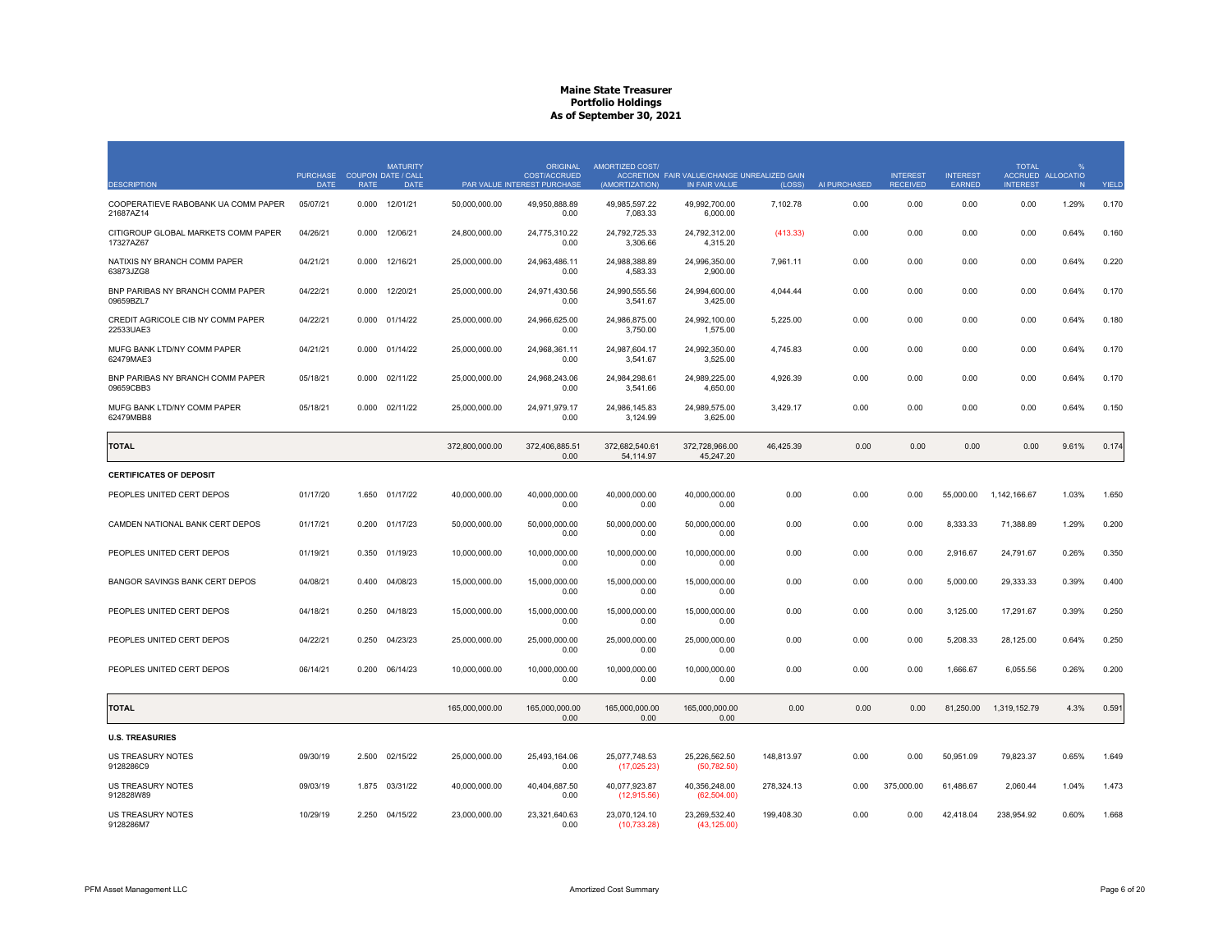# Maine State Treasurer
## Portfolio Holdings
### As of September 30, 2021

| DESCRIPTION | PURCHASE DATE | COUPON RATE | MATURITY DATE / CALL DATE | PAR VALUE | ORIGINAL COST/ACCRUED INTEREST PURCHASE | AMORTIZED COST/ ACCRETION (AMORTIZATION) | FAIR VALUE/CHANGE IN FAIR VALUE | UNREALIZED GAIN (LOSS) | AI PURCHASED | INTEREST RECEIVED | INTEREST EARNED | TOTAL ACCRUED INTEREST | % ALLOCATION | YIELD |
|---|---|---|---|---|---|---|---|---|---|---|---|---|---|---|
| COOPERATIEVE RABOBANK UA COMM PAPER 21687AZ14 | 05/07/21 | 0.000 | 12/01/21 | 50,000,000.00 | 49,950,888.89 0.00 | 49,985,597.22 7,083.33 | 49,992,700.00 6,000.00 | 7,102.78 | 0.00 | 0.00 | 0.00 | 0.00 | 1.29% | 0.170 |
| CITIGROUP GLOBAL MARKETS COMM PAPER 17327AZ67 | 04/26/21 | 0.000 | 12/06/21 | 24,800,000.00 | 24,775,310.22 0.00 | 24,792,725.33 3,306.66 | 24,792,312.00 4,315.20 | (413.33) | 0.00 | 0.00 | 0.00 | 0.00 | 0.64% | 0.160 |
| NATIXIS NY BRANCH COMM PAPER 63873JZG8 | 04/21/21 | 0.000 | 12/16/21 | 25,000,000.00 | 24,963,486.11 0.00 | 24,988,388.89 4,583.33 | 24,996,350.00 2,900.00 | 7,961.11 | 0.00 | 0.00 | 0.00 | 0.00 | 0.64% | 0.220 |
| BNP PARIBAS NY BRANCH COMM PAPER 09659BZL7 | 04/22/21 | 0.000 | 12/20/21 | 25,000,000.00 | 24,971,430.56 0.00 | 24,990,555.56 3,541.67 | 24,994,600.00 3,425.00 | 4,044.44 | 0.00 | 0.00 | 0.00 | 0.00 | 0.64% | 0.170 |
| CREDIT AGRICOLE CIB NY COMM PAPER 22533UAE3 | 04/22/21 | 0.000 | 01/14/22 | 25,000,000.00 | 24,966,625.00 0.00 | 24,986,875.00 3,750.00 | 24,992,100.00 1,575.00 | 5,225.00 | 0.00 | 0.00 | 0.00 | 0.00 | 0.64% | 0.180 |
| MUFG BANK LTD/NY COMM PAPER 62479MAE3 | 04/21/21 | 0.000 | 01/14/22 | 25,000,000.00 | 24,968,361.11 0.00 | 24,987,604.17 3,541.67 | 24,992,350.00 3,525.00 | 4,745.83 | 0.00 | 0.00 | 0.00 | 0.00 | 0.64% | 0.170 |
| BNP PARIBAS NY BRANCH COMM PAPER 09659CBB3 | 05/18/21 | 0.000 | 02/11/22 | 25,000,000.00 | 24,968,243.06 0.00 | 24,984,298.61 3,541.66 | 24,989,225.00 4,650.00 | 4,926.39 | 0.00 | 0.00 | 0.00 | 0.00 | 0.64% | 0.170 |
| MUFG BANK LTD/NY COMM PAPER 62479MBB8 | 05/18/21 | 0.000 | 02/11/22 | 25,000,000.00 | 24,971,979.17 0.00 | 24,986,145.83 3,124.99 | 24,989,575.00 3,625.00 | 3,429.17 | 0.00 | 0.00 | 0.00 | 0.00 | 0.64% | 0.150 |
| **TOTAL** | | | | 372,800,000.00 | 372,406,885.51 0.00 | 372,682,540.61 54,114.97 | 372,728,966.00 45,247.20 | 46,425.39 | 0.00 | 0.00 | 0.00 | 0.00 | 9.61% | 0.174 |
| **CERTIFICATES OF DEPOSIT** | | | | | | | | | | | | | | |
| PEOPLES UNITED CERT DEPOS | 01/17/20 | 1.650 | 01/17/22 | 40,000,000.00 | 40,000,000.00 0.00 | 40,000,000.00 0.00 | 40,000,000.00 0.00 | 0.00 | 0.00 | 0.00 | 55,000.00 | 1,142,166.67 | 1.03% | 1.650 |
| CAMDEN NATIONAL BANK CERT DEPOS | 01/17/21 | 0.200 | 01/17/23 | 50,000,000.00 | 50,000,000.00 0.00 | 50,000,000.00 0.00 | 50,000,000.00 0.00 | 0.00 | 0.00 | 0.00 | 8,333.33 | 71,388.89 | 1.29% | 0.200 |
| PEOPLES UNITED CERT DEPOS | 01/19/21 | 0.350 | 01/19/23 | 10,000,000.00 | 10,000,000.00 0.00 | 10,000,000.00 0.00 | 10,000,000.00 0.00 | 0.00 | 0.00 | 0.00 | 2,916.67 | 24,791.67 | 0.26% | 0.350 |
| BANGOR SAVINGS BANK CERT DEPOS | 04/08/21 | 0.400 | 04/08/23 | 15,000,000.00 | 15,000,000.00 0.00 | 15,000,000.00 0.00 | 15,000,000.00 0.00 | 0.00 | 0.00 | 0.00 | 5,000.00 | 29,333.33 | 0.39% | 0.400 |
| PEOPLES UNITED CERT DEPOS | 04/18/21 | 0.250 | 04/18/23 | 15,000,000.00 | 15,000,000.00 0.00 | 15,000,000.00 0.00 | 15,000,000.00 0.00 | 0.00 | 0.00 | 0.00 | 3,125.00 | 17,291.67 | 0.39% | 0.250 |
| PEOPLES UNITED CERT DEPOS | 04/22/21 | 0.250 | 04/23/23 | 25,000,000.00 | 25,000,000.00 0.00 | 25,000,000.00 0.00 | 25,000,000.00 0.00 | 0.00 | 0.00 | 0.00 | 5,208.33 | 28,125.00 | 0.64% | 0.250 |
| PEOPLES UNITED CERT DEPOS | 06/14/21 | 0.200 | 06/14/23 | 10,000,000.00 | 10,000,000.00 0.00 | 10,000,000.00 0.00 | 10,000,000.00 0.00 | 0.00 | 0.00 | 0.00 | 1,666.67 | 6,055.56 | 0.26% | 0.200 |
| **TOTAL** | | | | 165,000,000.00 | 165,000,000.00 0.00 | 165,000,000.00 0.00 | 165,000,000.00 0.00 | 0.00 | 0.00 | 0.00 | 81,250.00 | 1,319,152.79 | 4.3% | 0.591 |
| **U.S. TREASURIES** | | | | | | | | | | | | | | |
| US TREASURY NOTES 9128286C9 | 09/30/19 | 2.500 | 02/15/22 | 25,000,000.00 | 25,493,164.06 0.00 | 25,077,748.53 (17,025.23) | 25,226,562.50 (50,782.50) | 148,813.97 | 0.00 | 0.00 | 50,951.09 | 79,823.37 | 0.65% | 1.649 |
| US TREASURY NOTES 912828W89 | 09/03/19 | 1.875 | 03/31/22 | 40,000,000.00 | 40,404,687.50 0.00 | 40,077,923.87 (12,915.56) | 40,356,248.00 (62,504.00) | 278,324.13 | 0.00 | 375,000.00 | 61,486.67 | 2,060.44 | 1.04% | 1.473 |
| US TREASURY NOTES 9128286M7 | 10/29/19 | 2.250 | 04/15/22 | 23,000,000.00 | 23,321,640.63 0.00 | 23,070,124.10 (10,733.28) | 23,269,532.40 (43,125.00) | 199,408.30 | 0.00 | 0.00 | 42,418.04 | 238,954.92 | 0.60% | 1.668 |

PFM Asset Management LLC — Amortized Cost Summary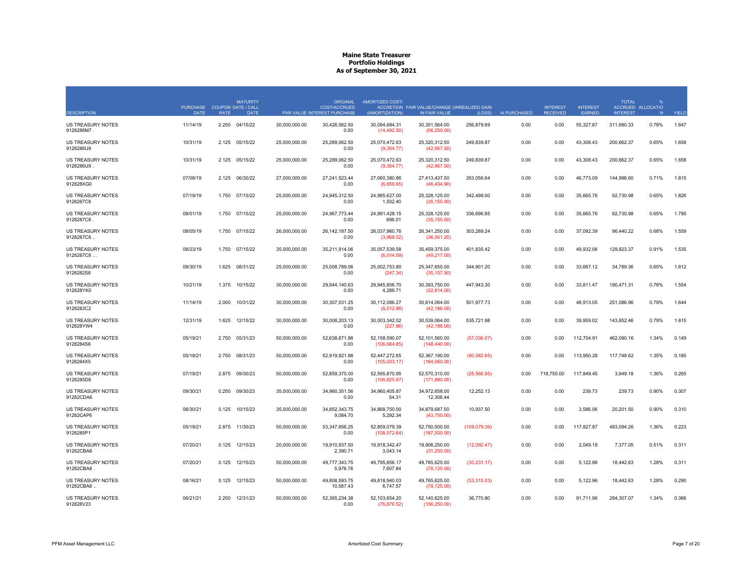# Maine State Treasurer
## Portfolio Holdings
### As of September 30, 2021

| DESCRIPTION | PURCHASE DATE | COUPON RATE | MATURITY DATE / CALL DATE | PAR VALUE | ORIGINAL COST/ACCRUED INTEREST PURCHASE | AMORTIZED COST/ ACCRETION (AMORTIZATION) | FAIR VALUE/CHANGE IN FAIR VALUE | UNREALIZED GAIN (LOSS) | AI PURCHASED | INTEREST RECEIVED | INTEREST EARNED | TOTAL ACCRUED INTEREST | % ALLOCATION | YIELD |
|---|---|---|---|---|---|---|---|---|---|---|---|---|---|---|
| US TREASURY NOTES 9128286M7 . | 11/14/19 | 2.250 | 04/15/22 | 30,000,000.00 | 30,426,562.50<br>0.00 | 30,094,684.31<br>(14,492.50) | 30,351,564.00<br>(56,250.00) | 256,879.69 | 0.00 | 0.00 | 55,327.87 | 311,680.33 | 0.78% | 1.647 |
| US TREASURY NOTES 9128286U9 | 10/31/19 | 2.125 | 05/15/22 | 25,000,000.00 | 25,289,062.50<br>0.00 | 25,070,472.63<br>(9,354.77) | 25,320,312.50<br>(42,967.50) | 249,839.87 | 0.00 | 0.00 | 43,308.43 | 200,662.37 | 0.65% | 1.658 |
| US TREASURY NOTES 9128286U9 . | 10/31/19 | 2.125 | 05/15/22 | 25,000,000.00 | 25,289,062.50<br>0.00 | 25,070,472.63<br>(9,354.77) | 25,320,312.50<br>(42,967.50) | 249,839.87 | 0.00 | 0.00 | 43,308.43 | 200,662.37 | 0.65% | 1.658 |
| US TREASURY NOTES 912828XG0 | 07/08/19 | 2.125 | 06/30/22 | 27,000,000.00 | 27,241,523.44<br>0.00 | 27,060,380.86<br>(6,659.65) | 27,413,437.50<br>(46,404.90) | 353,056.64 | 0.00 | 0.00 | 46,773.09 | 144,996.60 | 0.71% | 1.815 |
| US TREASURY NOTES 9128287C8 | 07/19/19 | 1.750 | 07/15/22 | 25,000,000.00 | 24,945,312.50<br>0.00 | 24,985,627.00<br>1,502.40 | 25,328,125.00<br>(35,155.00) | 342,498.00 | 0.00 | 0.00 | 35,665.76 | 92,730.98 | 0.65% | 1.826 |
| US TREASURY NOTES 9128287C8 . | 08/01/19 | 1.750 | 07/15/22 | 25,000,000.00 | 24,967,773.44<br>0.00 | 24,991,428.15<br>896.01 | 25,328,125.00<br>(35,155.00) | 336,696.85 | 0.00 | 0.00 | 35,665.76 | 92,730.98 | 0.65% | 1.795 |
| US TREASURY NOTES 9128287C8 .. | 08/05/19 | 1.750 | 07/15/22 | 26,000,000.00 | 26,142,187.50<br>0.00 | 26,037,960.76<br>(3,968.02) | 26,341,250.00<br>(36,561.20) | 303,289.24 | 0.00 | 0.00 | 37,092.39 | 96,440.22 | 0.68% | 1.559 |
| US TREASURY NOTES 9128287C8 ... | 08/23/19 | 1.750 | 07/15/22 | 35,000,000.00 | 35,211,914.06<br>0.00 | 35,057,539.58<br>(6,014.59) | 35,459,375.00<br>(49,217.00) | 401,835.42 | 0.00 | 0.00 | 49,932.06 | 129,823.37 | 0.91% | 1.535 |
| US TREASURY NOTES 9128282S8 | 09/30/19 | 1.625 | 08/31/22 | 25,000,000.00 | 25,008,789.06<br>0.00 | 25,002,753.80<br>(247.34) | 25,347,655.00<br>(35,157.50) | 344,901.20 | 0.00 | 0.00 | 33,667.12 | 34,789.36 | 0.65% | 1.612 |
| US TREASURY NOTES 912828YK0 | 10/21/19 | 1.375 | 10/15/22 | 30,000,000.00 | 29,844,140.63<br>0.00 | 29,945,806.70<br>4,289.71 | 30,393,750.00<br>(32,814.00) | 447,943.30 | 0.00 | 0.00 | 33,811.47 | 190,471.31 | 0.78% | 1.554 |
| US TREASURY NOTES 9128283C2 | 11/14/19 | 2.000 | 10/31/22 | 30,000,000.00 | 30,307,031.25<br>0.00 | 30,112,086.27<br>(8,512.88) | 30,614,064.00<br>(42,186.00) | 501,977.73 | 0.00 | 0.00 | 48,913.05 | 251,086.96 | 0.79% | 1.644 |
| US TREASURY NOTES 912828YW4 | 12/31/19 | 1.625 | 12/15/22 | 30,000,000.00 | 30,008,203.13<br>0.00 | 30,003,342.02<br>(227.86) | 30,539,064.00<br>(42,186.00) | 535,721.98 | 0.00 | 0.00 | 39,959.02 | 143,852.46 | 0.79% | 1.615 |
| US TREASURY NOTES 9128284S6 | 05/19/21 | 2.750 | 05/31/23 | 50,000,000.00 | 52,638,671.88<br>0.00 | 52,158,590.07<br>(106,684.85) | 52,101,560.00<br>(148,440.00) | (57,030.07) | 0.00 | 0.00 | 112,704.91 | 462,090.16 | 1.34% | 0.149 |
| US TREASURY NOTES 9128284X5 | 05/19/21 | 2.750 | 08/31/23 | 50,000,000.00 | 52,919,921.88<br>0.00 | 52,447,272.65<br>(105,033.17) | 52,367,190.00<br>(164,060.00) | (80,082.65) | 0.00 | 0.00 | 113,950.28 | 117,748.62 | 1.35% | 0.185 |
| US TREASURY NOTES 9128285D8 | 07/19/21 | 2.875 | 09/30/23 | 50,000,000.00 | 52,859,375.00<br>0.00 | 52,595,870.95<br>(106,825.97) | 52,570,310.00<br>(171,880.00) | (25,560.95) | 0.00 | 718,750.00 | 117,849.45 | 3,949.18 | 1.36% | 0.265 |
| US TREASURY NOTES 91282CDA6 | 09/30/21 | 0.250 | 09/30/23 | 35,000,000.00 | 34,960,351.56<br>0.00 | 34,960,405.87<br>54.31 | 34,972,658.00<br>12,306.44 | 12,252.13 | 0.00 | 0.00 | 239.73 | 239.73 | 0.90% | 0.307 |
| US TREASURY NOTES 91282CAP6 | 06/30/21 | 0.125 | 10/15/23 | 35,000,000.00 | 34,852,343.75<br>9,084.70 | 34,868,750.00<br>5,292.34 | 34,879,687.50<br>(43,750.00) | 10,937.50 | 0.00 | 0.00 | 3,586.06 | 20,201.50 | 0.90% | 0.310 |
| US TREASURY NOTES 9128285P1 | 05/19/21 | 2.875 | 11/30/23 | 50,000,000.00 | 53,347,656.25<br>0.00 | 52,859,079.39<br>(108,572.64) | 52,750,000.00<br>(187,500.00) | (109,079.39) | 0.00 | 0.00 | 117,827.87 | 483,094.26 | 1.36% | 0.223 |
| US TREASURY NOTES 91282CBA8 | 07/20/21 | 0.125 | 12/15/23 | 20,000,000.00 | 19,910,937.50<br>2,390.71 | 19,918,342.47<br>3,043.14 | 19,906,250.00<br>(31,250.00) | (12,092.47) | 0.00 | 0.00 | 2,049.18 | 7,377.05 | 0.51% | 0.311 |
| US TREASURY NOTES 91282CBA8 . | 07/20/21 | 0.125 | 12/15/23 | 50,000,000.00 | 49,777,343.75<br>5,976.78 | 49,795,856.17<br>7,607.84 | 49,765,625.00<br>(78,125.00) | (30,231.17) | 0.00 | 0.00 | 5,122.96 | 18,442.63 | 1.28% | 0.311 |
| US TREASURY NOTES 91282CBA8 .. | 08/16/21 | 0.125 | 12/15/23 | 50,000,000.00 | 49,808,593.75<br>10,587.43 | 49,818,940.03<br>6,747.57 | 49,765,625.00<br>(78,125.00) | (53,315.03) | 0.00 | 0.00 | 5,122.96 | 18,442.63 | 1.28% | 0.290 |
| US TREASURY NOTES 912828V23 | 06/21/21 | 2.250 | 12/31/23 | 50,000,000.00 | 52,365,234.38<br>0.00 | 52,103,854.20<br>(76,876.52) | 52,140,625.00<br>(156,250.00) | 36,770.80 | 0.00 | 0.00 | 91,711.96 | 284,307.07 | 1.34% | 0.366 |

PFM Asset Management LLC — Amortized Cost Summary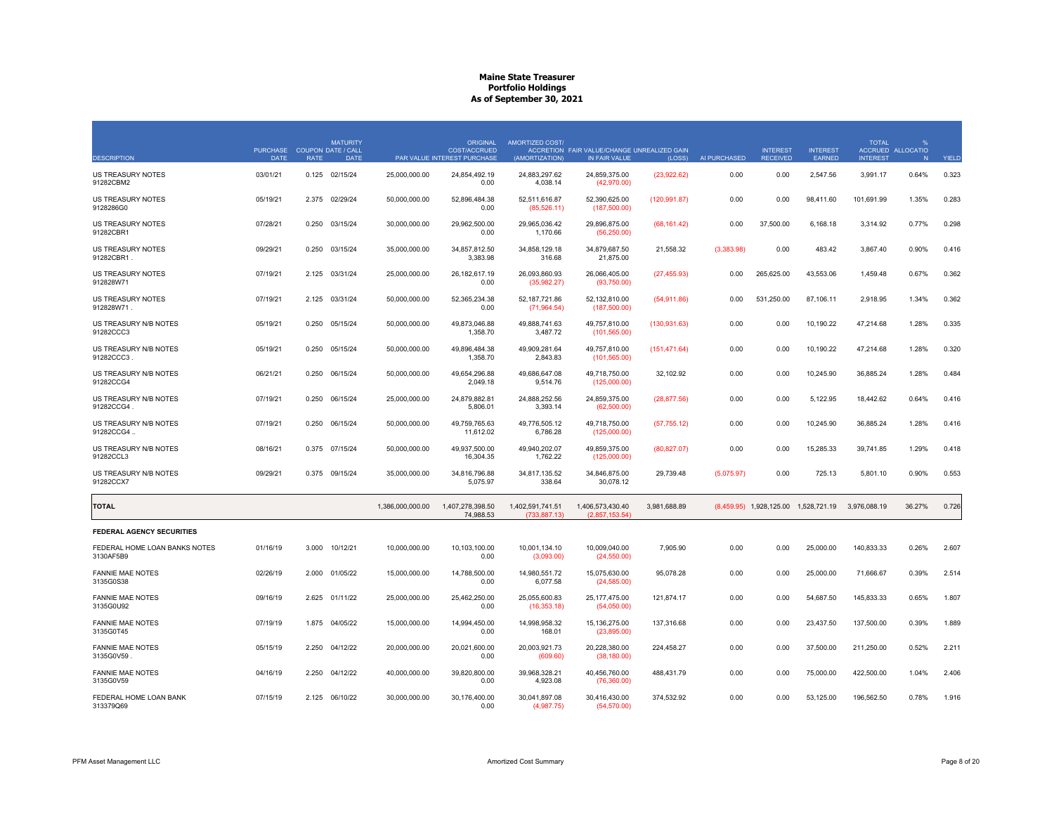# Maine State Treasurer
## Portfolio Holdings
### As of September 30, 2021

| DESCRIPTION | PURCHASE DATE | COUPON RATE | MATURITY DATE / CALL DATE | PAR VALUE | ORIGINAL COST/ACCRUED INTEREST PURCHASE | AMORTIZED COST/ ACCRETION (AMORTIZATION) | FAIR VALUE/CHANGE IN FAIR VALUE | UNREALIZED GAIN (LOSS) | AI PURCHASED | INTEREST RECEIVED | INTEREST EARNED | TOTAL ACCRUED INTEREST | % ALLOCATION | YIELD |
|---|---|---|---|---|---|---|---|---|---|---|---|---|---|---|
| US TREASURY NOTES 91282CBM2 | 03/01/21 | 0.125 | 02/15/24 | 25,000,000.00 | 24,854,492.19<br>0.00 | 24,883,297.62<br>4,038.14 | 24,859,375.00<br>(42,970.00) | (23,922.62) | 0.00 | 0.00 | 2,547.56 | 3,991.17 | 0.64% | 0.323 |
| US TREASURY NOTES 9128286G0 | 05/19/21 | 2.375 | 02/29/24 | 50,000,000.00 | 52,896,484.38<br>0.00 | 52,511,616.87<br>(85,526.11) | 52,390,625.00<br>(187,500.00) | (120,991.87) | 0.00 | 0.00 | 98,411.60 | 101,691.99 | 1.35% | 0.283 |
| US TREASURY NOTES 91282CBR1 | 07/28/21 | 0.250 | 03/15/24 | 30,000,000.00 | 29,962,500.00<br>0.00 | 29,965,036.42<br>1,170.66 | 29,896,875.00<br>(56,250.00) | (68,161.42) | 0.00 | 37,500.00 | 6,168.18 | 3,314.92 | 0.77% | 0.298 |
| US TREASURY NOTES 91282CBR1 . | 09/29/21 | 0.250 | 03/15/24 | 35,000,000.00 | 34,857,812.50<br>3,383.98 | 34,858,129.18<br>316.68 | 34,879,687.50<br>21,875.00 | 21,558.32 | (3,383.98) | 0.00 | 483.42 | 3,867.40 | 0.90% | 0.416 |
| US TREASURY NOTES 912828W71 | 07/19/21 | 2.125 | 03/31/24 | 25,000,000.00 | 26,182,617.19<br>0.00 | 26,093,860.93<br>(35,982.27) | 26,066,405.00<br>(93,750.00) | (27,455.93) | 0.00 | 265,625.00 | 43,553.06 | 1,459.48 | 0.67% | 0.362 |
| US TREASURY NOTES 912828W71 . | 07/19/21 | 2.125 | 03/31/24 | 50,000,000.00 | 52,365,234.38<br>0.00 | 52,187,721.86<br>(71,964.54) | 52,132,810.00<br>(187,500.00) | (54,911.86) | 0.00 | 531,250.00 | 87,106.11 | 2,918.95 | 1.34% | 0.362 |
| US TREASURY N/B NOTES 91282CCC3 | 05/19/21 | 0.250 | 05/15/24 | 50,000,000.00 | 49,873,046.88<br>1,358.70 | 49,888,741.63<br>3,487.72 | 49,757,810.00<br>(101,565.00) | (130,931.63) | 0.00 | 0.00 | 10,190.22 | 47,214.68 | 1.28% | 0.335 |
| US TREASURY N/B NOTES 91282CCC3 . | 05/19/21 | 0.250 | 05/15/24 | 50,000,000.00 | 49,896,484.38<br>1,358.70 | 49,909,281.64<br>2,843.83 | 49,757,810.00<br>(101,565.00) | (151,471.64) | 0.00 | 0.00 | 10,190.22 | 47,214.68 | 1.28% | 0.320 |
| US TREASURY N/B NOTES 91282CCG4 | 06/21/21 | 0.250 | 06/15/24 | 50,000,000.00 | 49,654,296.88<br>2,049.18 | 49,686,647.08<br>9,514.76 | 49,718,750.00<br>(125,000.00) | 32,102.92 | 0.00 | 0.00 | 10,245.90 | 36,885.24 | 1.28% | 0.484 |
| US TREASURY N/B NOTES 91282CCG4 . | 07/19/21 | 0.250 | 06/15/24 | 25,000,000.00 | 24,879,882.81<br>5,806.01 | 24,888,252.56<br>3,393.14 | 24,859,375.00<br>(62,500.00) | (28,877.56) | 0.00 | 0.00 | 5,122.95 | 18,442.62 | 0.64% | 0.416 |
| US TREASURY N/B NOTES 91282CCG4 .. | 07/19/21 | 0.250 | 06/15/24 | 50,000,000.00 | 49,759,765.63<br>11,612.02 | 49,776,505.12<br>6,786.28 | 49,718,750.00<br>(125,000.00) | (57,755.12) | 0.00 | 0.00 | 10,245.90 | 36,885.24 | 1.28% | 0.416 |
| US TREASURY N/B NOTES 91282CCL3 | 08/16/21 | 0.375 | 07/15/24 | 50,000,000.00 | 49,937,500.00<br>16,304.35 | 49,940,202.07<br>1,762.22 | 49,859,375.00<br>(125,000.00) | (80,827.07) | 0.00 | 0.00 | 15,285.33 | 39,741.85 | 1.29% | 0.418 |
| US TREASURY N/B NOTES 91282CCX7 | 09/29/21 | 0.375 | 09/15/24 | 35,000,000.00 | 34,816,796.88<br>5,075.97 | 34,817,135.52<br>338.64 | 34,846,875.00<br>30,078.12 | 29,739.48 | (5,075.97) | 0.00 | 725.13 | 5,801.10 | 0.90% | 0.553 |
| **TOTAL** | | | | 1,386,000,000.00 | 1,407,278,398.50<br>74,988.53 | 1,402,591,741.51<br>(733,887.13) | 1,406,573,430.40<br>(2,857,153.54) | 3,981,688.89 | (8,459.95) | 1,928,125.00 | 1,528,721.19 | 3,976,088.19 | 36.27% | 0.726 |
| **FEDERAL AGENCY SECURITIES** | | | | | | | | | | | | | | |
| FEDERAL HOME LOAN BANKS NOTES 3130AF5B9 | 01/16/19 | 3.000 | 10/12/21 | 10,000,000.00 | 10,103,100.00<br>0.00 | 10,001,134.10<br>(3,093.00) | 10,009,040.00<br>(24,550.00) | 7,905.90 | 0.00 | 0.00 | 25,000.00 | 140,833.33 | 0.26% | 2.607 |
| FANNIE MAE NOTES 3135G0S38 | 02/26/19 | 2.000 | 01/05/22 | 15,000,000.00 | 14,788,500.00<br>0.00 | 14,980,551.72<br>6,077.58 | 15,075,630.00<br>(24,585.00) | 95,078.28 | 0.00 | 0.00 | 25,000.00 | 71,666.67 | 0.39% | 2.514 |
| FANNIE MAE NOTES 3135G0U92 | 09/16/19 | 2.625 | 01/11/22 | 25,000,000.00 | 25,462,250.00<br>0.00 | 25,055,600.83<br>(16,353.18) | 25,177,475.00<br>(54,050.00) | 121,874.17 | 0.00 | 0.00 | 54,687.50 | 145,833.33 | 0.65% | 1.807 |
| FANNIE MAE NOTES 3135G0T45 | 07/19/19 | 1.875 | 04/05/22 | 15,000,000.00 | 14,994,450.00<br>0.00 | 14,998,958.32<br>168.01 | 15,136,275.00<br>(23,895.00) | 137,316.68 | 0.00 | 0.00 | 23,437.50 | 137,500.00 | 0.39% | 1.889 |
| FANNIE MAE NOTES 3135G0V59 . | 05/15/19 | 2.250 | 04/12/22 | 20,000,000.00 | 20,021,600.00<br>0.00 | 20,003,921.73<br>(609.60) | 20,228,380.00<br>(38,180.00) | 224,458.27 | 0.00 | 0.00 | 37,500.00 | 211,250.00 | 0.52% | 2.211 |
| FANNIE MAE NOTES 3135G0V59 | 04/16/19 | 2.250 | 04/12/22 | 40,000,000.00 | 39,820,800.00<br>0.00 | 39,968,328.21<br>4,923.08 | 40,456,760.00<br>(76,360.00) | 488,431.79 | 0.00 | 0.00 | 75,000.00 | 422,500.00 | 1.04% | 2.406 |
| FEDERAL HOME LOAN BANK 313379Q69 | 07/15/19 | 2.125 | 06/10/22 | 30,000,000.00 | 30,176,400.00<br>0.00 | 30,041,897.08<br>(4,987.75) | 30,416,430.00<br>(54,570.00) | 374,532.92 | 0.00 | 0.00 | 53,125.00 | 196,562.50 | 0.78% | 1.916 |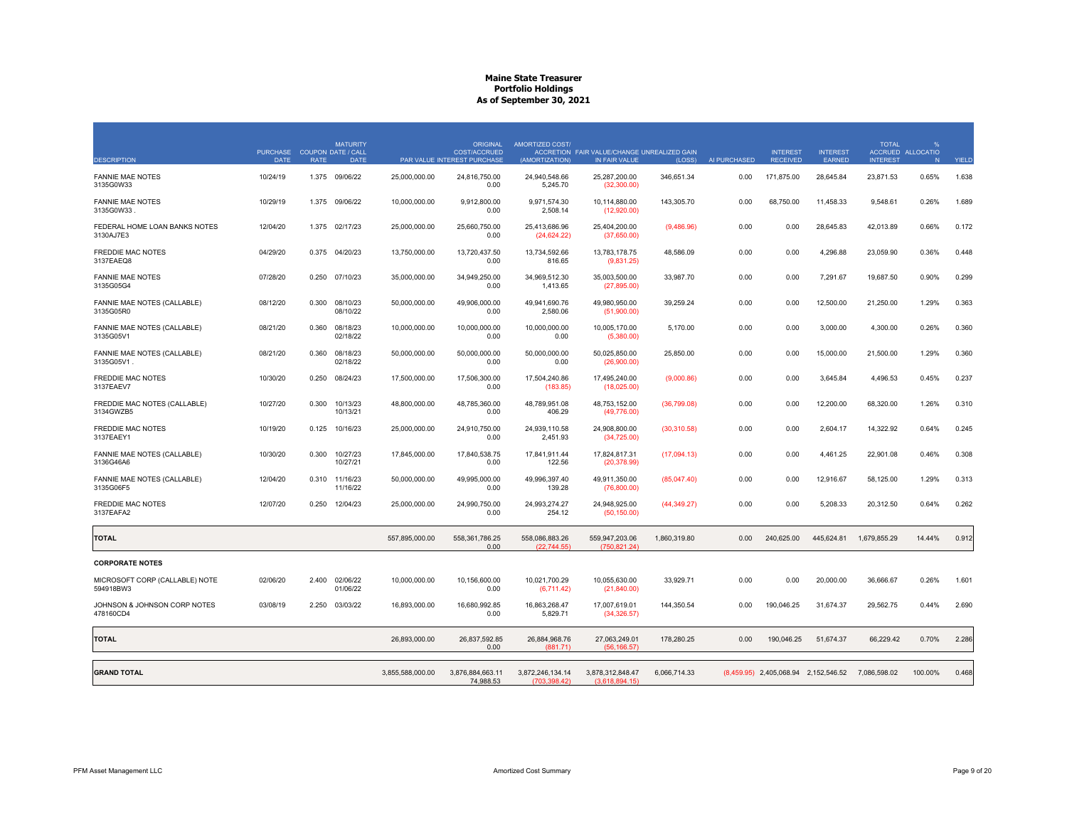# Maine State Treasurer
## Portfolio Holdings
### As of September 30, 2021

| DESCRIPTION | PURCHASE DATE | COUPON RATE | MATURITY DATE / CALL DATE | PAR VALUE | ORIGINAL COST/ACCRUED INTEREST PURCHASE | AMORTIZED COST/ ACCRETION (AMORTIZATION) | FAIR VALUE/CHANGE IN FAIR VALUE | UNREALIZED GAIN (LOSS) | AI PURCHASED | INTEREST RECEIVED | INTEREST EARNED | TOTAL ACCRUED INTEREST | % ALLOCATION | YIELD |
|---|---|---|---|---|---|---|---|---|---|---|---|---|---|---|
| FANNIE MAE NOTES 3135G0W33 | 10/24/19 | 1.375 | 09/06/22 | 25,000,000.00 | 24,816,750.00 0.00 | 24,940,548.66 5,245.70 | 25,287,200.00 (32,300.00) | 346,651.34 | 0.00 | 171,875.00 | 28,645.84 | 23,871.53 | 0.65% | 1.638 |
| FANNIE MAE NOTES 3135G0W33 . | 10/29/19 | 1.375 | 09/06/22 | 10,000,000.00 | 9,912,800.00 0.00 | 9,971,574.30 2,508.14 | 10,114,880.00 (12,920.00) | 143,305.70 | 0.00 | 68,750.00 | 11,458.33 | 9,548.61 | 0.26% | 1.689 |
| FEDERAL HOME LOAN BANKS NOTES 3130AJ7E3 | 12/04/20 | 1.375 | 02/17/23 | 25,000,000.00 | 25,660,750.00 0.00 | 25,413,686.96 (24,624.22) | 25,404,200.00 (37,650.00) | (9,486.96) | 0.00 | 0.00 | 28,645.83 | 42,013.89 | 0.66% | 0.172 |
| FREDDIE MAC NOTES 3137EAEQ8 | 04/29/20 | 0.375 | 04/20/23 | 13,750,000.00 | 13,720,437.50 0.00 | 13,734,592.66 816.65 | 13,783,178.75 (9,831.25) | 48,586.09 | 0.00 | 0.00 | 4,296.88 | 23,059.90 | 0.36% | 0.448 |
| FANNIE MAE NOTES 3135G05G4 | 07/28/20 | 0.250 | 07/10/23 | 35,000,000.00 | 34,949,250.00 0.00 | 34,969,512.30 1,413.65 | 35,003,500.00 (27,895.00) | 33,987.70 | 0.00 | 0.00 | 7,291.67 | 19,687.50 | 0.90% | 0.299 |
| FANNIE MAE NOTES (CALLABLE) 3135G05R0 | 08/12/20 | 0.300 | 08/10/23 08/10/22 | 50,000,000.00 | 49,906,000.00 0.00 | 49,941,690.76 2,580.06 | 49,980,950.00 (51,900.00) | 39,259.24 | 0.00 | 0.00 | 12,500.00 | 21,250.00 | 1.29% | 0.363 |
| FANNIE MAE NOTES (CALLABLE) 3135G05V1 | 08/21/20 | 0.360 | 08/18/23 02/18/22 | 10,000,000.00 | 10,000,000.00 0.00 | 10,000,000.00 0.00 | 10,005,170.00 (5,380.00) | 5,170.00 | 0.00 | 0.00 | 3,000.00 | 4,300.00 | 0.26% | 0.360 |
| FANNIE MAE NOTES (CALLABLE) 3135G05V1 . | 08/21/20 | 0.360 | 08/18/23 02/18/22 | 50,000,000.00 | 50,000,000.00 0.00 | 50,000,000.00 0.00 | 50,025,850.00 (26,900.00) | 25,850.00 | 0.00 | 0.00 | 15,000.00 | 21,500.00 | 1.29% | 0.360 |
| FREDDIE MAC NOTES 3137EAEV7 | 10/30/20 | 0.250 | 08/24/23 | 17,500,000.00 | 17,506,300.00 0.00 | 17,504,240.86 (183.85) | 17,495,240.00 (18,025.00) | (9,000.86) | 0.00 | 0.00 | 3,645.84 | 4,496.53 | 0.45% | 0.237 |
| FREDDIE MAC NOTES (CALLABLE) 3134GWZB5 | 10/27/20 | 0.300 | 10/13/23 10/13/21 | 48,800,000.00 | 48,785,360.00 0.00 | 48,789,951.08 406.29 | 48,753,152.00 (49,776.00) | (36,799.08) | 0.00 | 0.00 | 12,200.00 | 68,320.00 | 1.26% | 0.310 |
| FREDDIE MAC NOTES 3137EAEY1 | 10/19/20 | 0.125 | 10/16/23 | 25,000,000.00 | 24,910,750.00 0.00 | 24,939,110.58 2,451.93 | 24,908,800.00 (34,725.00) | (30,310.58) | 0.00 | 0.00 | 2,604.17 | 14,322.92 | 0.64% | 0.245 |
| FANNIE MAE NOTES (CALLABLE) 3136G46A6 | 10/30/20 | 0.300 | 10/27/23 10/27/21 | 17,845,000.00 | 17,840,538.75 0.00 | 17,841,911.44 122.56 | 17,824,817.31 (20,378.99) | (17,094.13) | 0.00 | 0.00 | 4,461.25 | 22,901.08 | 0.46% | 0.308 |
| FANNIE MAE NOTES (CALLABLE) 3135G06F5 | 12/04/20 | 0.310 | 11/16/23 11/16/22 | 50,000,000.00 | 49,995,000.00 0.00 | 49,996,397.40 139.28 | 49,911,350.00 (76,800.00) | (85,047.40) | 0.00 | 0.00 | 12,916.67 | 58,125.00 | 1.29% | 0.313 |
| FREDDIE MAC NOTES 3137EAFA2 | 12/07/20 | 0.250 | 12/04/23 | 25,000,000.00 | 24,990,750.00 0.00 | 24,993,274.27 254.12 | 24,948,925.00 (50,150.00) | (44,349.27) | 0.00 | 0.00 | 5,208.33 | 20,312.50 | 0.64% | 0.262 |
| **TOTAL** | | | | 557,895,000.00 | 558,361,786.25 0.00 | 558,086,883.26 (22,744.55) | 559,947,203.06 (750,821.24) | 1,860,319.80 | 0.00 | 240,625.00 | 445,624.81 | 1,679,855.29 | 14.44% | 0.912 |
| **CORPORATE NOTES** | | | | | | | | | | | | | | |
| MICROSOFT CORP (CALLABLE) NOTE 594918BW3 | 02/06/20 | 2.400 | 02/06/22 01/06/22 | 10,000,000.00 | 10,156,600.00 0.00 | 10,021,700.29 (6,711.42) | 10,055,630.00 (21,840.00) | 33,929.71 | 0.00 | 0.00 | 20,000.00 | 36,666.67 | 0.26% | 1.601 |
| JOHNSON & JOHNSON CORP NOTES 478160CD4 | 03/08/19 | 2.250 | 03/03/22 | 16,893,000.00 | 16,680,992.85 0.00 | 16,863,268.47 5,829.71 | 17,007,619.01 (34,326.57) | 144,350.54 | 0.00 | 190,046.25 | 31,674.37 | 29,562.75 | 0.44% | 2.690 |
| **TOTAL** | | | | 26,893,000.00 | 26,837,592.85 0.00 | 26,884,968.76 (881.71) | 27,063,249.01 (56,166.57) | 178,280.25 | 0.00 | 190,046.25 | 51,674.37 | 66,229.42 | 0.70% | 2.286 |
| **GRAND TOTAL** | | | | 3,855,588,000.00 | 3,876,884,663.11 74,988.53 | 3,872,246,134.14 (703,398.42) | 3,878,312,848.47 (3,618,894.15) | 6,066,714.33 | (8,459.95) | 2,405,068.94 | 2,152,546.52 | 7,086,598.02 | 100.00% | 0.468 |

PFM Asset Management LLC — Amortized Cost Summary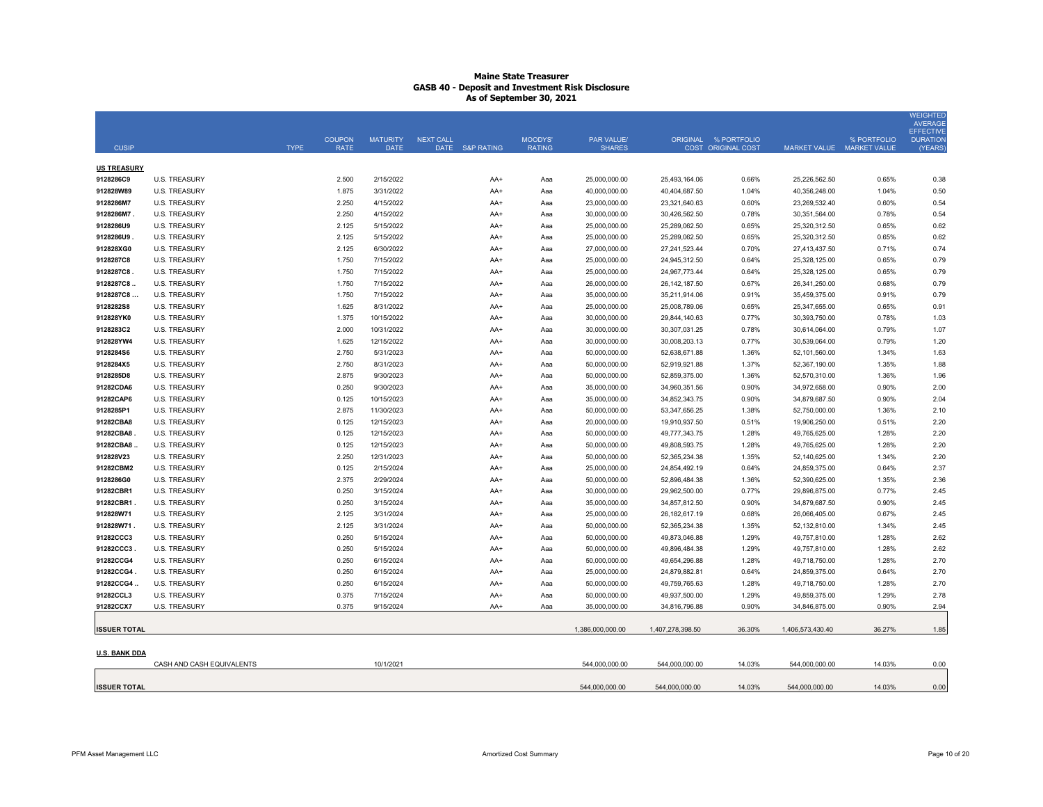# Maine State Treasurer
## GASB 40 - Deposit and Investment Risk Disclosure
### As of September 30, 2021

| CUSIP | | TYPE | COUPON RATE | MATURITY DATE | NEXT CALL DATE | S&P RATING | MOODYS' RATING | PAR VALUE/ SHARES | ORIGINAL COST | % PORTFOLIO ORIGINAL COST | MARKET VALUE | % PORTFOLIO MARKET VALUE | WEIGHTED AVERAGE EFFECTIVE DURATION (YEARS) |
|---|---|---|---|---|---|---|---|---|---|---|---|---|---|
| **US TREASURY** | | | | | | | | | | | | | |
| 9128286C9 | U.S. TREASURY | | 2.500 | 2/15/2022 | | AA+ | Aaa | 25,000,000.00 | 25,493,164.06 | 0.66% | 25,226,562.50 | 0.65% | 0.38 |
| 912828W89 | U.S. TREASURY | | 1.875 | 3/31/2022 | | AA+ | Aaa | 40,000,000.00 | 40,404,687.50 | 1.04% | 40,356,248.00 | 1.04% | 0.50 |
| 9128286M7 | U.S. TREASURY | | 2.250 | 4/15/2022 | | AA+ | Aaa | 23,000,000.00 | 23,321,640.63 | 0.60% | 23,269,532.40 | 0.60% | 0.54 |
| 9128286M7 . | U.S. TREASURY | | 2.250 | 4/15/2022 | | AA+ | Aaa | 30,000,000.00 | 30,426,562.50 | 0.78% | 30,351,564.00 | 0.78% | 0.54 |
| 9128286U9 | U.S. TREASURY | | 2.125 | 5/15/2022 | | AA+ | Aaa | 25,000,000.00 | 25,289,062.50 | 0.65% | 25,320,312.50 | 0.65% | 0.62 |
| 9128286U9 . | U.S. TREASURY | | 2.125 | 5/15/2022 | | AA+ | Aaa | 25,000,000.00 | 25,289,062.50 | 0.65% | 25,320,312.50 | 0.65% | 0.62 |
| 912828XG0 | U.S. TREASURY | | 2.125 | 6/30/2022 | | AA+ | Aaa | 27,000,000.00 | 27,241,523.44 | 0.70% | 27,413,437.50 | 0.71% | 0.74 |
| 9128287C8 | U.S. TREASURY | | 1.750 | 7/15/2022 | | AA+ | Aaa | 25,000,000.00 | 24,945,312.50 | 0.64% | 25,328,125.00 | 0.65% | 0.79 |
| 9128287C8 . | U.S. TREASURY | | 1.750 | 7/15/2022 | | AA+ | Aaa | 25,000,000.00 | 24,967,773.44 | 0.64% | 25,328,125.00 | 0.65% | 0.79 |
| 9128287C8 .. | U.S. TREASURY | | 1.750 | 7/15/2022 | | AA+ | Aaa | 26,000,000.00 | 26,142,187.50 | 0.67% | 26,341,250.00 | 0.68% | 0.79 |
| 9128287C8 ... | U.S. TREASURY | | 1.750 | 7/15/2022 | | AA+ | Aaa | 35,000,000.00 | 35,211,914.06 | 0.91% | 35,459,375.00 | 0.91% | 0.79 |
| 9128282S8 | U.S. TREASURY | | 1.625 | 8/31/2022 | | AA+ | Aaa | 25,000,000.00 | 25,008,789.06 | 0.65% | 25,347,655.00 | 0.65% | 0.91 |
| 912828YK0 | U.S. TREASURY | | 1.375 | 10/15/2022 | | AA+ | Aaa | 30,000,000.00 | 29,844,140.63 | 0.77% | 30,393,750.00 | 0.78% | 1.03 |
| 9128283C2 | U.S. TREASURY | | 2.000 | 10/31/2022 | | AA+ | Aaa | 30,000,000.00 | 30,307,031.25 | 0.78% | 30,614,064.00 | 0.79% | 1.07 |
| 912828YW4 | U.S. TREASURY | | 1.625 | 12/15/2022 | | AA+ | Aaa | 30,000,000.00 | 30,008,203.13 | 0.77% | 30,539,064.00 | 0.79% | 1.20 |
| 9128284S6 | U.S. TREASURY | | 2.750 | 5/31/2023 | | AA+ | Aaa | 50,000,000.00 | 52,638,671.88 | 1.36% | 52,101,560.00 | 1.34% | 1.63 |
| 9128284X5 | U.S. TREASURY | | 2.750 | 8/31/2023 | | AA+ | Aaa | 50,000,000.00 | 52,919,921.88 | 1.37% | 52,367,190.00 | 1.35% | 1.88 |
| 9128285D8 | U.S. TREASURY | | 2.875 | 9/30/2023 | | AA+ | Aaa | 50,000,000.00 | 52,859,375.00 | 1.36% | 52,570,310.00 | 1.36% | 1.96 |
| 91282CDA6 | U.S. TREASURY | | 0.250 | 9/30/2023 | | AA+ | Aaa | 35,000,000.00 | 34,960,351.56 | 0.90% | 34,972,658.00 | 0.90% | 2.00 |
| 91282CAP6 | U.S. TREASURY | | 0.125 | 10/15/2023 | | AA+ | Aaa | 35,000,000.00 | 34,852,343.75 | 0.90% | 34,879,687.50 | 0.90% | 2.04 |
| 9128285P1 | U.S. TREASURY | | 2.875 | 11/30/2023 | | AA+ | Aaa | 50,000,000.00 | 53,347,656.25 | 1.38% | 52,750,000.00 | 1.36% | 2.10 |
| 91282CBA8 | U.S. TREASURY | | 0.125 | 12/15/2023 | | AA+ | Aaa | 20,000,000.00 | 19,910,937.50 | 0.51% | 19,906,250.00 | 0.51% | 2.20 |
| 91282CBA8 . | U.S. TREASURY | | 0.125 | 12/15/2023 | | AA+ | Aaa | 50,000,000.00 | 49,777,343.75 | 1.28% | 49,765,625.00 | 1.28% | 2.20 |
| 91282CBA8 .. | U.S. TREASURY | | 0.125 | 12/15/2023 | | AA+ | Aaa | 50,000,000.00 | 49,808,593.75 | 1.28% | 49,765,625.00 | 1.28% | 2.20 |
| 912828V23 | U.S. TREASURY | | 2.250 | 12/31/2023 | | AA+ | Aaa | 50,000,000.00 | 52,365,234.38 | 1.35% | 52,140,625.00 | 1.34% | 2.20 |
| 91282CBM2 | U.S. TREASURY | | 0.125 | 2/15/2024 | | AA+ | Aaa | 25,000,000.00 | 24,854,492.19 | 0.64% | 24,859,375.00 | 0.64% | 2.37 |
| 9128286G0 | U.S. TREASURY | | 2.375 | 2/29/2024 | | AA+ | Aaa | 50,000,000.00 | 52,896,484.38 | 1.36% | 52,390,625.00 | 1.35% | 2.36 |
| 91282CBR1 | U.S. TREASURY | | 0.250 | 3/15/2024 | | AA+ | Aaa | 30,000,000.00 | 29,962,500.00 | 0.77% | 29,896,875.00 | 0.77% | 2.45 |
| 91282CBR1 . | U.S. TREASURY | | 0.250 | 3/15/2024 | | AA+ | Aaa | 35,000,000.00 | 34,857,812.50 | 0.90% | 34,879,687.50 | 0.90% | 2.45 |
| 912828W71 | U.S. TREASURY | | 2.125 | 3/31/2024 | | AA+ | Aaa | 25,000,000.00 | 26,182,617.19 | 0.68% | 26,066,405.00 | 0.67% | 2.45 |
| 912828W71 . | U.S. TREASURY | | 2.125 | 3/31/2024 | | AA+ | Aaa | 50,000,000.00 | 52,365,234.38 | 1.35% | 52,132,810.00 | 1.34% | 2.45 |
| 91282CCC3 | U.S. TREASURY | | 0.250 | 5/15/2024 | | AA+ | Aaa | 50,000,000.00 | 49,873,046.88 | 1.29% | 49,757,810.00 | 1.28% | 2.62 |
| 91282CCC3 . | U.S. TREASURY | | 0.250 | 5/15/2024 | | AA+ | Aaa | 50,000,000.00 | 49,896,484.38 | 1.29% | 49,757,810.00 | 1.28% | 2.62 |
| 91282CCG4 | U.S. TREASURY | | 0.250 | 6/15/2024 | | AA+ | Aaa | 50,000,000.00 | 49,654,296.88 | 1.28% | 49,718,750.00 | 1.28% | 2.70 |
| 91282CCG4 . | U.S. TREASURY | | 0.250 | 6/15/2024 | | AA+ | Aaa | 25,000,000.00 | 24,879,882.81 | 0.64% | 24,859,375.00 | 0.64% | 2.70 |
| 91282CCG4 .. | U.S. TREASURY | | 0.250 | 6/15/2024 | | AA+ | Aaa | 50,000,000.00 | 49,759,765.63 | 1.28% | 49,718,750.00 | 1.28% | 2.70 |
| 91282CCL3 | U.S. TREASURY | | 0.375 | 7/15/2024 | | AA+ | Aaa | 50,000,000.00 | 49,937,500.00 | 1.29% | 49,859,375.00 | 1.29% | 2.78 |
| 91282CCX7 | U.S. TREASURY | | 0.375 | 9/15/2024 | | AA+ | Aaa | 35,000,000.00 | 34,816,796.88 | 0.90% | 34,846,875.00 | 0.90% | 2.94 |
| **ISSUER TOTAL** | | | | | | | | 1,386,000,000.00 | 1,407,278,398.50 | 36.30% | 1,406,573,430.40 | 36.27% | 1.85 |
| **U.S. BANK DDA** | | | | | | | | | | | | | |
| | CASH AND CASH EQUIVALENTS | | | 10/1/2021 | | | | 544,000,000.00 | 544,000,000.00 | 14.03% | 544,000,000.00 | 14.03% | 0.00 |
| **ISSUER TOTAL** | | | | | | | | 544,000,000.00 | 544,000,000.00 | 14.03% | 544,000,000.00 | 14.03% | 0.00 |

PFM Asset Management LLC — Amortized Cost Summary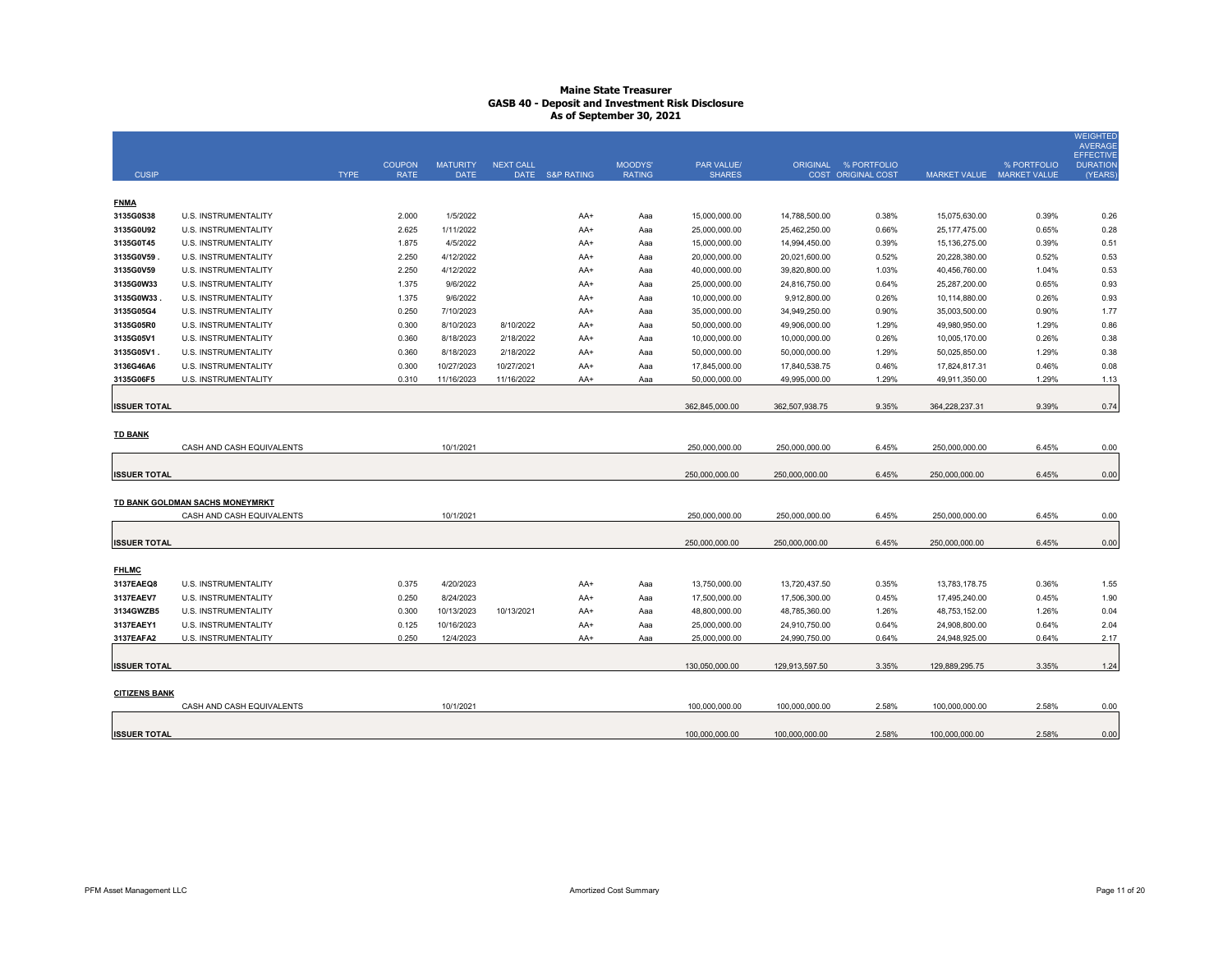# Maine State Treasurer
## GASB 40 - Deposit and Investment Risk Disclosure
### As of September 30, 2021

| CUSIP | | TYPE | COUPON RATE | MATURITY DATE | NEXT CALL DATE | S&P RATING | MOODYS' RATING | PAR VALUE/ SHARES | ORIGINAL COST | % PORTFOLIO ORIGINAL COST | MARKET VALUE | % PORTFOLIO MARKET VALUE | WEIGHTED AVERAGE EFFECTIVE DURATION (YEARS) |
|---|---|---|---|---|---|---|---|---|---|---|---|---|---|
| **FNMA** | | | | | | | | | | | | | |
| 3135G0S38 | U.S. INSTRUMENTALITY | | 2.000 | 1/5/2022 | | AA+ | Aaa | 15,000,000.00 | 14,788,500.00 | 0.38% | 15,075,630.00 | 0.39% | 0.26 |
| 3135G0U92 | U.S. INSTRUMENTALITY | | 2.625 | 1/11/2022 | | AA+ | Aaa | 25,000,000.00 | 25,462,250.00 | 0.66% | 25,177,475.00 | 0.65% | 0.28 |
| 3135G0T45 | U.S. INSTRUMENTALITY | | 1.875 | 4/5/2022 | | AA+ | Aaa | 15,000,000.00 | 14,994,450.00 | 0.39% | 15,136,275.00 | 0.39% | 0.51 |
| 3135G0V59 . | U.S. INSTRUMENTALITY | | 2.250 | 4/12/2022 | | AA+ | Aaa | 20,000,000.00 | 20,021,600.00 | 0.52% | 20,228,380.00 | 0.52% | 0.53 |
| 3135G0V59 | U.S. INSTRUMENTALITY | | 2.250 | 4/12/2022 | | AA+ | Aaa | 40,000,000.00 | 39,820,800.00 | 1.03% | 40,456,760.00 | 1.04% | 0.53 |
| 3135G0W33 | U.S. INSTRUMENTALITY | | 1.375 | 9/6/2022 | | AA+ | Aaa | 25,000,000.00 | 24,816,750.00 | 0.64% | 25,287,200.00 | 0.65% | 0.93 |
| 3135G0W33 . | U.S. INSTRUMENTALITY | | 1.375 | 9/6/2022 | | AA+ | Aaa | 10,000,000.00 | 9,912,800.00 | 0.26% | 10,114,880.00 | 0.26% | 0.93 |
| 3135G05G4 | U.S. INSTRUMENTALITY | | 0.250 | 7/10/2023 | | AA+ | Aaa | 35,000,000.00 | 34,949,250.00 | 0.90% | 35,003,500.00 | 0.90% | 1.77 |
| 3135G05R0 | U.S. INSTRUMENTALITY | | 0.300 | 8/10/2023 | 8/10/2022 | AA+ | Aaa | 50,000,000.00 | 49,906,000.00 | 1.29% | 49,980,950.00 | 1.29% | 0.86 |
| 3135G05V1 | U.S. INSTRUMENTALITY | | 0.360 | 8/18/2023 | 2/18/2022 | AA+ | Aaa | 10,000,000.00 | 10,000,000.00 | 0.26% | 10,005,170.00 | 0.26% | 0.38 |
| 3135G05V1 . | U.S. INSTRUMENTALITY | | 0.360 | 8/18/2023 | 2/18/2022 | AA+ | Aaa | 50,000,000.00 | 50,000,000.00 | 1.29% | 50,025,850.00 | 1.29% | 0.38 |
| 3136G46A6 | U.S. INSTRUMENTALITY | | 0.300 | 10/27/2023 | 10/27/2021 | AA+ | Aaa | 17,845,000.00 | 17,840,538.75 | 0.46% | 17,824,817.31 | 0.46% | 0.08 |
| 3135G06F5 | U.S. INSTRUMENTALITY | | 0.310 | 11/16/2023 | 11/16/2022 | AA+ | Aaa | 50,000,000.00 | 49,995,000.00 | 1.29% | 49,911,350.00 | 1.29% | 1.13 |
| **ISSUER TOTAL** | | | | | | | | 362,845,000.00 | 362,507,938.75 | 9.35% | 364,228,237.31 | 9.39% | 0.74 |
| **TD BANK** | | | | | | | | | | | | | |
| | CASH AND CASH EQUIVALENTS | | | 10/1/2021 | | | | 250,000,000.00 | 250,000,000.00 | 6.45% | 250,000,000.00 | 6.45% | 0.00 |
| **ISSUER TOTAL** | | | | | | | | 250,000,000.00 | 250,000,000.00 | 6.45% | 250,000,000.00 | 6.45% | 0.00 |
| **TD BANK GOLDMAN SACHS MONEYMRKT** | | | | | | | | | | | | | |
| | CASH AND CASH EQUIVALENTS | | | 10/1/2021 | | | | 250,000,000.00 | 250,000,000.00 | 6.45% | 250,000,000.00 | 6.45% | 0.00 |
| **ISSUER TOTAL** | | | | | | | | 250,000,000.00 | 250,000,000.00 | 6.45% | 250,000,000.00 | 6.45% | 0.00 |
| **FHLMC** | | | | | | | | | | | | | |
| 3137EAEQ8 | U.S. INSTRUMENTALITY | | 0.375 | 4/20/2023 | | AA+ | Aaa | 13,750,000.00 | 13,720,437.50 | 0.35% | 13,783,178.75 | 0.36% | 1.55 |
| 3137EAEV7 | U.S. INSTRUMENTALITY | | 0.250 | 8/24/2023 | | AA+ | Aaa | 17,500,000.00 | 17,506,300.00 | 0.45% | 17,495,240.00 | 0.45% | 1.90 |
| 3134GWZB5 | U.S. INSTRUMENTALITY | | 0.300 | 10/13/2023 | 10/13/2021 | AA+ | Aaa | 48,800,000.00 | 48,785,360.00 | 1.26% | 48,753,152.00 | 1.26% | 0.04 |
| 3137EAEY1 | U.S. INSTRUMENTALITY | | 0.125 | 10/16/2023 | | AA+ | Aaa | 25,000,000.00 | 24,910,750.00 | 0.64% | 24,908,800.00 | 0.64% | 2.04 |
| 3137EAFA2 | U.S. INSTRUMENTALITY | | 0.250 | 12/4/2023 | | AA+ | Aaa | 25,000,000.00 | 24,990,750.00 | 0.64% | 24,948,925.00 | 0.64% | 2.17 |
| **ISSUER TOTAL** | | | | | | | | 130,050,000.00 | 129,913,597.50 | 3.35% | 129,889,295.75 | 3.35% | 1.24 |
| **CITIZENS BANK** | | | | | | | | | | | | | |
| | CASH AND CASH EQUIVALENTS | | | 10/1/2021 | | | | 100,000,000.00 | 100,000,000.00 | 2.58% | 100,000,000.00 | 2.58% | 0.00 |
| **ISSUER TOTAL** | | | | | | | | 100,000,000.00 | 100,000,000.00 | 2.58% | 100,000,000.00 | 2.58% | 0.00 |

PFM Asset Management LLC — Amortized Cost Summary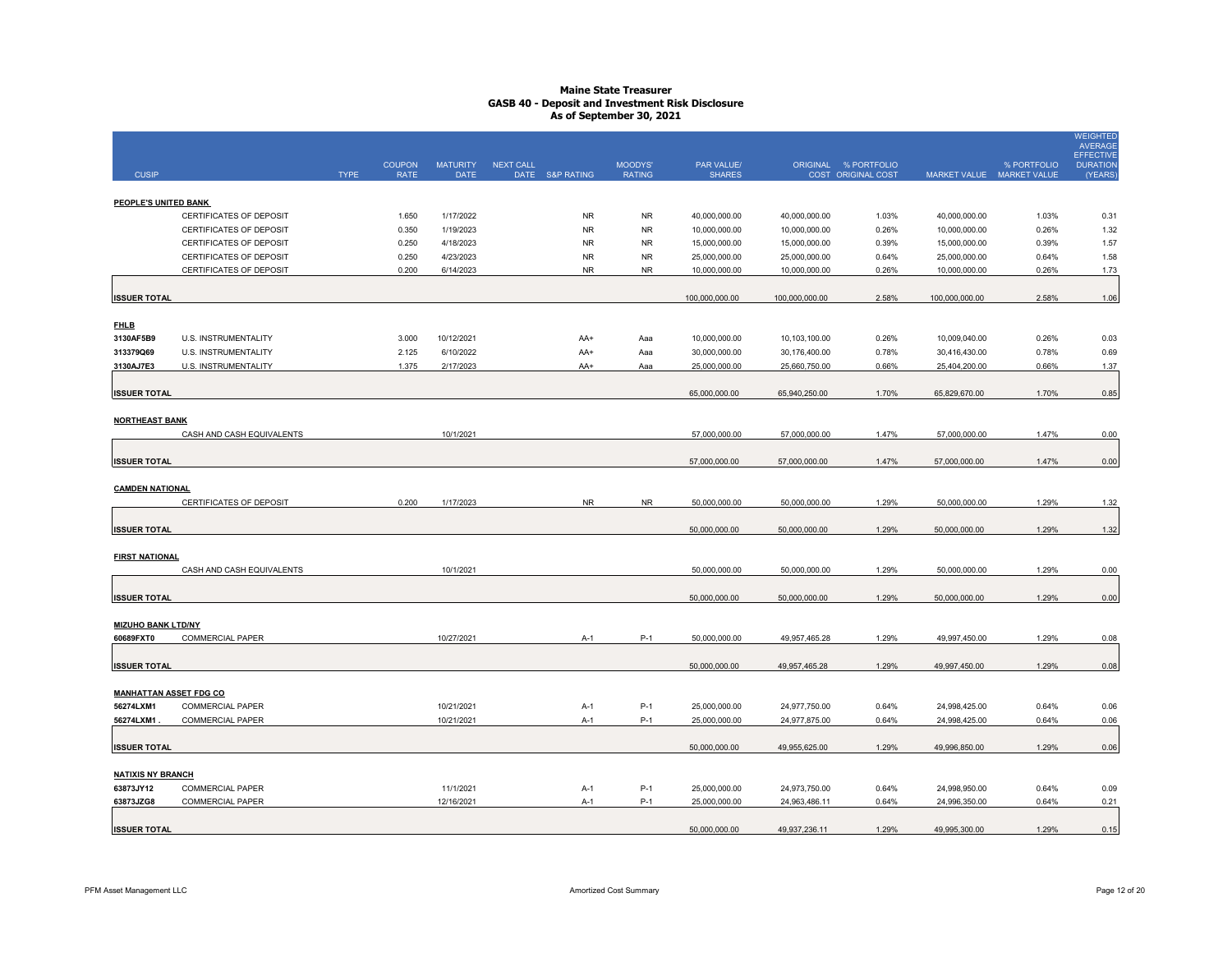# Maine State Treasurer
## GASB 40 - Deposit and Investment Risk Disclosure
### As of September 30, 2021

| CUSIP | TYPE | COUPON RATE | MATURITY DATE | NEXT CALL DATE | S&P RATING | MOODYS' RATING | PAR VALUE/ SHARES | ORIGINAL COST | % PORTFOLIO ORIGINAL COST | MARKET VALUE | % PORTFOLIO MARKET VALUE | WEIGHTED AVERAGE EFFECTIVE DURATION (YEARS) |
|---|---|---|---|---|---|---|---|---|---|---|---|---|
| **PEOPLE'S UNITED BANK** | | | | | | | | | | | | |
| | CERTIFICATES OF DEPOSIT | 1.650 | 1/17/2022 | | NR | NR | 40,000,000.00 | 40,000,000.00 | 1.03% | 40,000,000.00 | 1.03% | 0.31 |
| | CERTIFICATES OF DEPOSIT | 0.350 | 1/19/2023 | | NR | NR | 10,000,000.00 | 10,000,000.00 | 0.26% | 10,000,000.00 | 0.26% | 1.32 |
| | CERTIFICATES OF DEPOSIT | 0.250 | 4/18/2023 | | NR | NR | 15,000,000.00 | 15,000,000.00 | 0.39% | 15,000,000.00 | 0.39% | 1.57 |
| | CERTIFICATES OF DEPOSIT | 0.250 | 4/23/2023 | | NR | NR | 25,000,000.00 | 25,000,000.00 | 0.64% | 25,000,000.00 | 0.64% | 1.58 |
| | CERTIFICATES OF DEPOSIT | 0.200 | 6/14/2023 | | NR | NR | 10,000,000.00 | 10,000,000.00 | 0.26% | 10,000,000.00 | 0.26% | 1.73 |
| **ISSUER TOTAL** | | | | | | | 100,000,000.00 | 100,000,000.00 | 2.58% | 100,000,000.00 | 2.58% | 1.06 |
| **FHLB** | | | | | | | | | | | | |
| 3130AF5B9 | U.S. INSTRUMENTALITY | 3.000 | 10/12/2021 | | AA+ | Aaa | 10,000,000.00 | 10,103,100.00 | 0.26% | 10,009,040.00 | 0.26% | 0.03 |
| 313379Q69 | U.S. INSTRUMENTALITY | 2.125 | 6/10/2022 | | AA+ | Aaa | 30,000,000.00 | 30,176,400.00 | 0.78% | 30,416,430.00 | 0.78% | 0.69 |
| 3130AJ7E3 | U.S. INSTRUMENTALITY | 1.375 | 2/17/2023 | | AA+ | Aaa | 25,000,000.00 | 25,660,750.00 | 0.66% | 25,404,200.00 | 0.66% | 1.37 |
| **ISSUER TOTAL** | | | | | | | 65,000,000.00 | 65,940,250.00 | 1.70% | 65,829,670.00 | 1.70% | 0.85 |
| **NORTHEAST BANK** | | | | | | | | | | | | |
| | CASH AND CASH EQUIVALENTS | | 10/1/2021 | | | | 57,000,000.00 | 57,000,000.00 | 1.47% | 57,000,000.00 | 1.47% | 0.00 |
| **ISSUER TOTAL** | | | | | | | 57,000,000.00 | 57,000,000.00 | 1.47% | 57,000,000.00 | 1.47% | 0.00 |
| **CAMDEN NATIONAL** | | | | | | | | | | | | |
| | CERTIFICATES OF DEPOSIT | 0.200 | 1/17/2023 | | NR | NR | 50,000,000.00 | 50,000,000.00 | 1.29% | 50,000,000.00 | 1.29% | 1.32 |
| **ISSUER TOTAL** | | | | | | | 50,000,000.00 | 50,000,000.00 | 1.29% | 50,000,000.00 | 1.29% | 1.32 |
| **FIRST NATIONAL** | | | | | | | | | | | | |
| | CASH AND CASH EQUIVALENTS | | 10/1/2021 | | | | 50,000,000.00 | 50,000,000.00 | 1.29% | 50,000,000.00 | 1.29% | 0.00 |
| **ISSUER TOTAL** | | | | | | | 50,000,000.00 | 50,000,000.00 | 1.29% | 50,000,000.00 | 1.29% | 0.00 |
| **MIZUHO BANK LTD/NY** | | | | | | | | | | | | |
| 60689FXT0 | COMMERCIAL PAPER | | 10/27/2021 | | A-1 | P-1 | 50,000,000.00 | 49,957,465.28 | 1.29% | 49,997,450.00 | 1.29% | 0.08 |
| **ISSUER TOTAL** | | | | | | | 50,000,000.00 | 49,957,465.28 | 1.29% | 49,997,450.00 | 1.29% | 0.08 |
| **MANHATTAN ASSET FDG CO** | | | | | | | | | | | | |
| 56274LXM1 | COMMERCIAL PAPER | | 10/21/2021 | | A-1 | P-1 | 25,000,000.00 | 24,977,750.00 | 0.64% | 24,998,425.00 | 0.64% | 0.06 |
| 56274LXM1 . | COMMERCIAL PAPER | | 10/21/2021 | | A-1 | P-1 | 25,000,000.00 | 24,977,875.00 | 0.64% | 24,998,425.00 | 0.64% | 0.06 |
| **ISSUER TOTAL** | | | | | | | 50,000,000.00 | 49,955,625.00 | 1.29% | 49,996,850.00 | 1.29% | 0.06 |
| **NATIXIS NY BRANCH** | | | | | | | | | | | | |
| 63873JY12 | COMMERCIAL PAPER | | 11/1/2021 | | A-1 | P-1 | 25,000,000.00 | 24,973,750.00 | 0.64% | 24,998,950.00 | 0.64% | 0.09 |
| 63873JZG8 | COMMERCIAL PAPER | | 12/16/2021 | | A-1 | P-1 | 25,000,000.00 | 24,963,486.11 | 0.64% | 24,996,350.00 | 0.64% | 0.21 |
| **ISSUER TOTAL** | | | | | | | 50,000,000.00 | 49,937,236.11 | 1.29% | 49,995,300.00 | 1.29% | 0.15 |

PFM Asset Management LLC — Amortized Cost Summary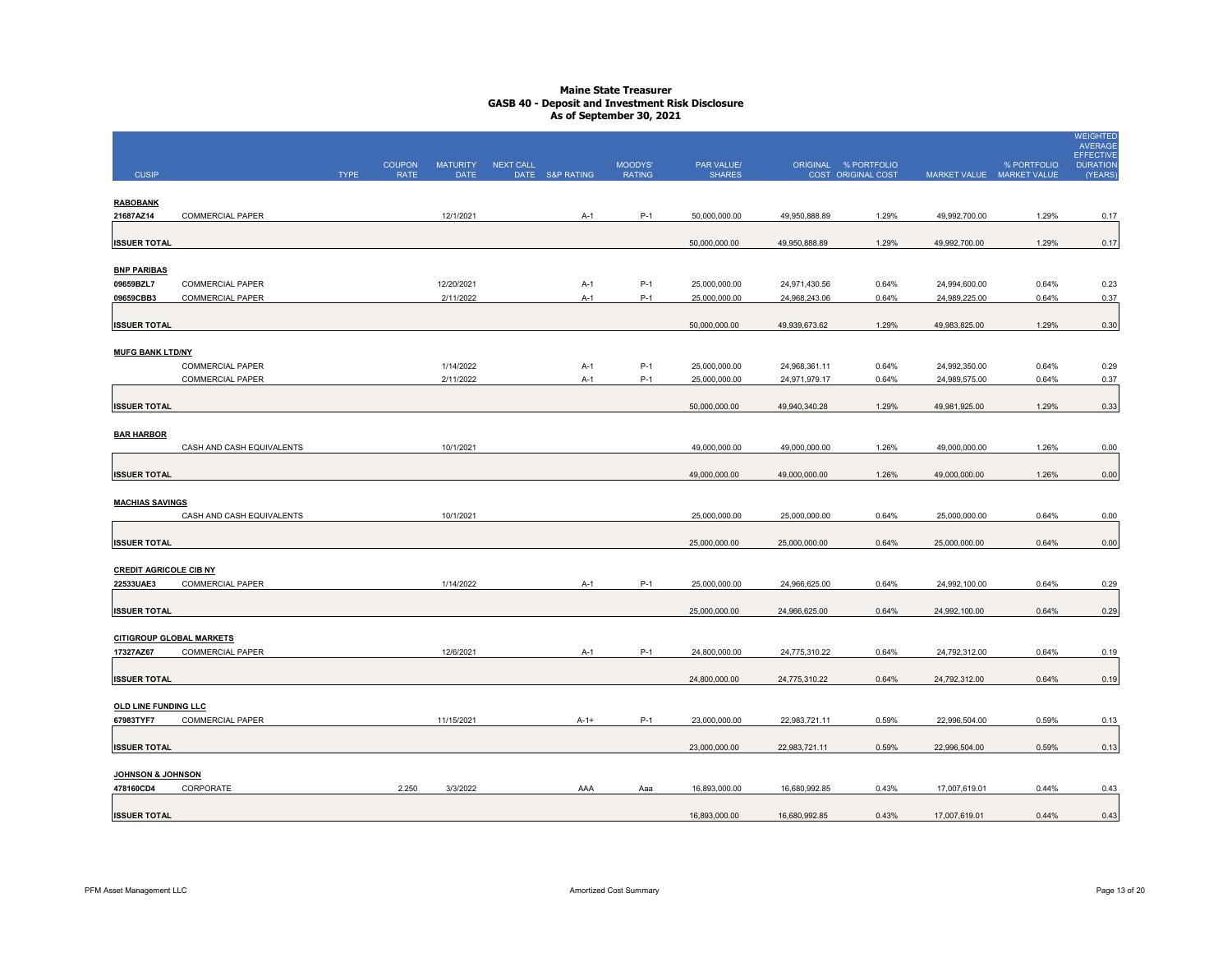# Maine State Treasurer
## GASB 40 - Deposit and Investment Risk Disclosure
### As of September 30, 2021

| CUSIP | | TYPE | COUPON RATE | MATURITY DATE | NEXT CALL DATE | S&P RATING | MOODYS' RATING | PAR VALUE/ SHARES | ORIGINAL COST | % PORTFOLIO ORIGINAL COST | MARKET VALUE | % PORTFOLIO MARKET VALUE | WEIGHTED AVERAGE EFFECTIVE DURATION (YEARS) |
|---|---|---|---|---|---|---|---|---|---|---|---|---|---|
| **RABOBANK** | | | | | | | | | | | | | |
| 21687AZ14 | COMMERCIAL PAPER | | | 12/1/2021 | | A-1 | P-1 | 50,000,000.00 | 49,950,888.89 | 1.29% | 49,992,700.00 | 1.29% | 0.17 |
| **ISSUER TOTAL** | | | | | | | | 50,000,000.00 | 49,950,888.89 | 1.29% | 49,992,700.00 | 1.29% | 0.17 |
| **BNP PARIBAS** | | | | | | | | | | | | | |
| 09659BZL7 | COMMERCIAL PAPER | | | 12/20/2021 | | A-1 | P-1 | 25,000,000.00 | 24,971,430.56 | 0.64% | 24,994,600.00 | 0.64% | 0.23 |
| 09659CBB3 | COMMERCIAL PAPER | | | 2/11/2022 | | A-1 | P-1 | 25,000,000.00 | 24,968,243.06 | 0.64% | 24,989,225.00 | 0.64% | 0.37 |
| **ISSUER TOTAL** | | | | | | | | 50,000,000.00 | 49,939,673.62 | 1.29% | 49,983,825.00 | 1.29% | 0.30 |
| **MUFG BANK LTD/NY** | | | | | | | | | | | | | |
| | COMMERCIAL PAPER | | | 1/14/2022 | | A-1 | P-1 | 25,000,000.00 | 24,968,361.11 | 0.64% | 24,992,350.00 | 0.64% | 0.29 |
| | COMMERCIAL PAPER | | | 2/11/2022 | | A-1 | P-1 | 25,000,000.00 | 24,971,979.17 | 0.64% | 24,989,575.00 | 0.64% | 0.37 |
| **ISSUER TOTAL** | | | | | | | | 50,000,000.00 | 49,940,340.28 | 1.29% | 49,981,925.00 | 1.29% | 0.33 |
| **BAR HARBOR** | | | | | | | | | | | | | |
| | CASH AND CASH EQUIVALENTS | | | 10/1/2021 | | | | 49,000,000.00 | 49,000,000.00 | 1.26% | 49,000,000.00 | 1.26% | 0.00 |
| **ISSUER TOTAL** | | | | | | | | 49,000,000.00 | 49,000,000.00 | 1.26% | 49,000,000.00 | 1.26% | 0.00 |
| **MACHIAS SAVINGS** | | | | | | | | | | | | | |
| | CASH AND CASH EQUIVALENTS | | | 10/1/2021 | | | | 25,000,000.00 | 25,000,000.00 | 0.64% | 25,000,000.00 | 0.64% | 0.00 |
| **ISSUER TOTAL** | | | | | | | | 25,000,000.00 | 25,000,000.00 | 0.64% | 25,000,000.00 | 0.64% | 0.00 |
| **CREDIT AGRICOLE CIB NY** | | | | | | | | | | | | | |
| 22533UAE3 | COMMERCIAL PAPER | | | 1/14/2022 | | A-1 | P-1 | 25,000,000.00 | 24,966,625.00 | 0.64% | 24,992,100.00 | 0.64% | 0.29 |
| **ISSUER TOTAL** | | | | | | | | 25,000,000.00 | 24,966,625.00 | 0.64% | 24,992,100.00 | 0.64% | 0.29 |
| **CITIGROUP GLOBAL MARKETS** | | | | | | | | | | | | | |
| 17327AZ67 | COMMERCIAL PAPER | | | 12/6/2021 | | A-1 | P-1 | 24,800,000.00 | 24,775,310.22 | 0.64% | 24,792,312.00 | 0.64% | 0.19 |
| **ISSUER TOTAL** | | | | | | | | 24,800,000.00 | 24,775,310.22 | 0.64% | 24,792,312.00 | 0.64% | 0.19 |
| **OLD LINE FUNDING LLC** | | | | | | | | | | | | | |
| 67983TYF7 | COMMERCIAL PAPER | | | 11/15/2021 | | A-1+ | P-1 | 23,000,000.00 | 22,983,721.11 | 0.59% | 22,996,504.00 | 0.59% | 0.13 |
| **ISSUER TOTAL** | | | | | | | | 23,000,000.00 | 22,983,721.11 | 0.59% | 22,996,504.00 | 0.59% | 0.13 |
| **JOHNSON & JOHNSON** | | | | | | | | | | | | | |
| 478160CD4 | CORPORATE | | 2.250 | 3/3/2022 | | AAA | Aaa | 16,893,000.00 | 16,680,992.85 | 0.43% | 17,007,619.01 | 0.44% | 0.43 |
| **ISSUER TOTAL** | | | | | | | | 16,893,000.00 | 16,680,992.85 | 0.43% | 17,007,619.01 | 0.44% | 0.43 |

PFM Asset Management LLC — Amortized Cost Summary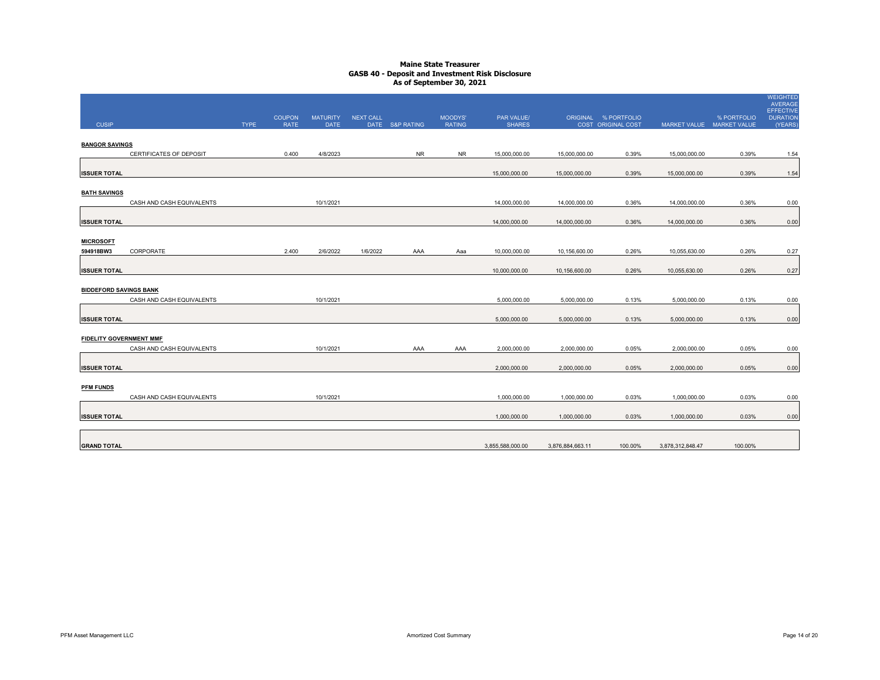# Maine State Treasurer
## GASB 40 - Deposit and Investment Risk Disclosure
### As of September 30, 2021

| CUSIP | | TYPE | COUPON RATE | MATURITY DATE | NEXT CALL DATE | S&P RATING | MOODYS' RATING | PAR VALUE/ SHARES | ORIGINAL COST | % PORTFOLIO ORIGINAL COST | MARKET VALUE | % PORTFOLIO MARKET VALUE | WEIGHTED AVERAGE EFFECTIVE DURATION (YEARS) |
|---|---|---|---|---|---|---|---|---|---|---|---|---|---|
| **BANGOR SAVINGS** | | | | | | | | | | | | | |
| | CERTIFICATES OF DEPOSIT | | 0.400 | 4/8/2023 | | NR | NR | 15,000,000.00 | 15,000,000.00 | 0.39% | 15,000,000.00 | 0.39% | 1.54 |
| **ISSUER TOTAL** | | | | | | | | 15,000,000.00 | 15,000,000.00 | 0.39% | 15,000,000.00 | 0.39% | 1.54 |
| **BATH SAVINGS** | | | | | | | | | | | | | |
| | CASH AND CASH EQUIVALENTS | | | 10/1/2021 | | | | 14,000,000.00 | 14,000,000.00 | 0.36% | 14,000,000.00 | 0.36% | 0.00 |
| **ISSUER TOTAL** | | | | | | | | 14,000,000.00 | 14,000,000.00 | 0.36% | 14,000,000.00 | 0.36% | 0.00 |
| **MICROSOFT** | | | | | | | | | | | | | |
| 594918BW3 | CORPORATE | | 2.400 | 2/6/2022 | 1/6/2022 | AAA | Aaa | 10,000,000.00 | 10,156,600.00 | 0.26% | 10,055,630.00 | 0.26% | 0.27 |
| **ISSUER TOTAL** | | | | | | | | 10,000,000.00 | 10,156,600.00 | 0.26% | 10,055,630.00 | 0.26% | 0.27 |
| **BIDDEFORD SAVINGS BANK** | | | | | | | | | | | | | |
| | CASH AND CASH EQUIVALENTS | | | 10/1/2021 | | | | 5,000,000.00 | 5,000,000.00 | 0.13% | 5,000,000.00 | 0.13% | 0.00 |
| **ISSUER TOTAL** | | | | | | | | 5,000,000.00 | 5,000,000.00 | 0.13% | 5,000,000.00 | 0.13% | 0.00 |
| **FIDELITY GOVERNMENT MMF** | | | | | | | | | | | | | |
| | CASH AND CASH EQUIVALENTS | | | 10/1/2021 | | AAA | AAA | 2,000,000.00 | 2,000,000.00 | 0.05% | 2,000,000.00 | 0.05% | 0.00 |
| **ISSUER TOTAL** | | | | | | | | 2,000,000.00 | 2,000,000.00 | 0.05% | 2,000,000.00 | 0.05% | 0.00 |
| **PFM FUNDS** | | | | | | | | | | | | | |
| | CASH AND CASH EQUIVALENTS | | | 10/1/2021 | | | | 1,000,000.00 | 1,000,000.00 | 0.03% | 1,000,000.00 | 0.03% | 0.00 |
| **ISSUER TOTAL** | | | | | | | | 1,000,000.00 | 1,000,000.00 | 0.03% | 1,000,000.00 | 0.03% | 0.00 |
| **GRAND TOTAL** | | | | | | | | 3,855,588,000.00 | 3,876,884,663.11 | 100.00% | 3,878,312,848.47 | 100.00% | |

PFM Asset Management LLC

Amortized Cost Summary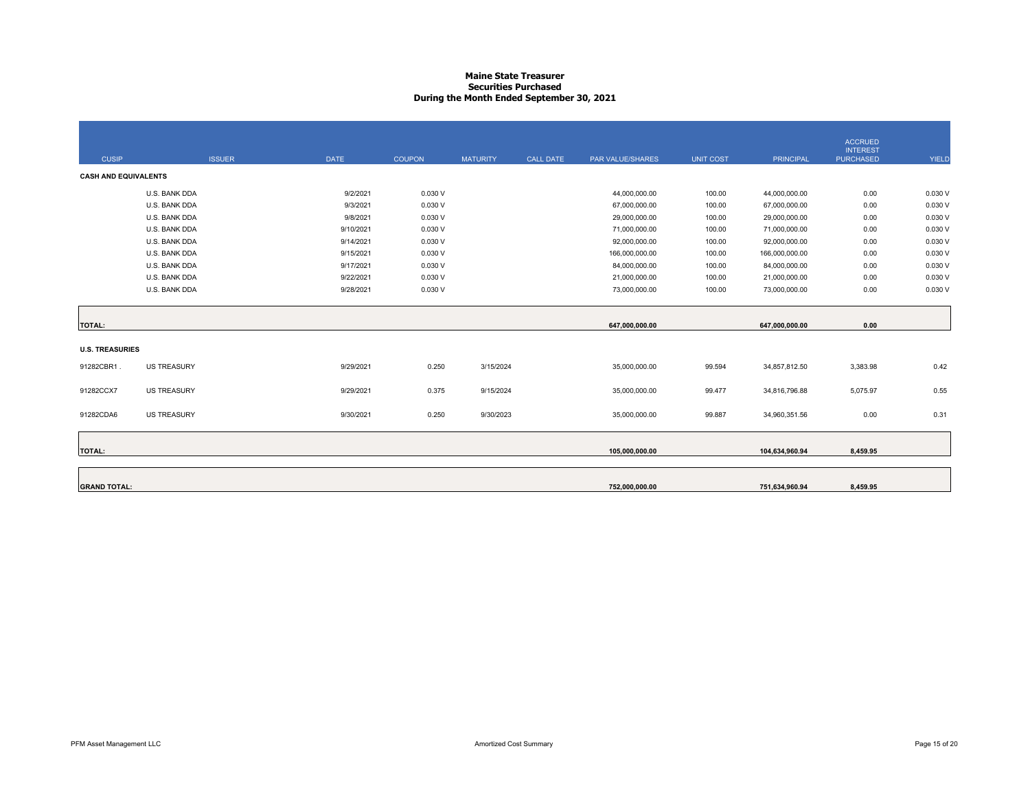# Maine State Treasurer
## Securities Purchased
### During the Month Ended September 30, 2021

| CUSIP | ISSUER | DATE | COUPON | MATURITY | CALL DATE | PAR VALUE/SHARES | UNIT COST | PRINCIPAL | ACCRUED INTEREST PURCHASED | YIELD |
|---|---|---|---|---|---|---|---|---|---|---|
| **CASH AND EQUIVALENTS** | | | | | | | | | | |
| | U.S. BANK DDA | 9/2/2021 | 0.030 V | | | 44,000,000.00 | 100.00 | 44,000,000.00 | 0.00 | 0.030 V |
| | U.S. BANK DDA | 9/3/2021 | 0.030 V | | | 67,000,000.00 | 100.00 | 67,000,000.00 | 0.00 | 0.030 V |
| | U.S. BANK DDA | 9/8/2021 | 0.030 V | | | 29,000,000.00 | 100.00 | 29,000,000.00 | 0.00 | 0.030 V |
| | U.S. BANK DDA | 9/10/2021 | 0.030 V | | | 71,000,000.00 | 100.00 | 71,000,000.00 | 0.00 | 0.030 V |
| | U.S. BANK DDA | 9/14/2021 | 0.030 V | | | 92,000,000.00 | 100.00 | 92,000,000.00 | 0.00 | 0.030 V |
| | U.S. BANK DDA | 9/15/2021 | 0.030 V | | | 166,000,000.00 | 100.00 | 166,000,000.00 | 0.00 | 0.030 V |
| | U.S. BANK DDA | 9/17/2021 | 0.030 V | | | 84,000,000.00 | 100.00 | 84,000,000.00 | 0.00 | 0.030 V |
| | U.S. BANK DDA | 9/22/2021 | 0.030 V | | | 21,000,000.00 | 100.00 | 21,000,000.00 | 0.00 | 0.030 V |
| | U.S. BANK DDA | 9/28/2021 | 0.030 V | | | 73,000,000.00 | 100.00 | 73,000,000.00 | 0.00 | 0.030 V |
| **TOTAL:** | | | | | | **647,000,000.00** | | **647,000,000.00** | **0.00** | |
| **U.S. TREASURIES** | | | | | | | | | | |
| 91282CBR1 . | US TREASURY | 9/29/2021 | 0.250 | 3/15/2024 | | 35,000,000.00 | 99.594 | 34,857,812.50 | 3,383.98 | 0.42 |
| 91282CCX7 | US TREASURY | 9/29/2021 | 0.375 | 9/15/2024 | | 35,000,000.00 | 99.477 | 34,816,796.88 | 5,075.97 | 0.55 |
| 91282CDA6 | US TREASURY | 9/30/2021 | 0.250 | 9/30/2023 | | 35,000,000.00 | 99.887 | 34,960,351.56 | 0.00 | 0.31 |
| **TOTAL:** | | | | | | **105,000,000.00** | | **104,634,960.94** | **8,459.95** | |
| **GRAND TOTAL:** | | | | | | **752,000,000.00** | | **751,634,960.94** | **8,459.95** | |

PFM Asset Management LLC

Amortized Cost Summary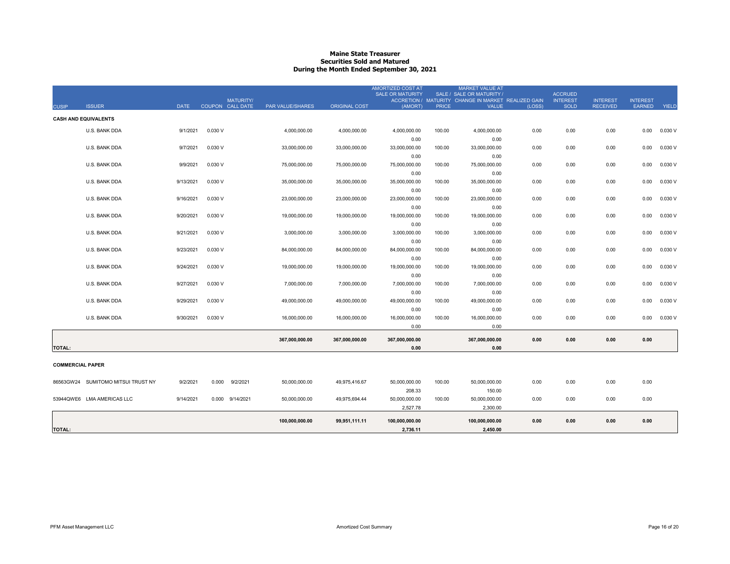# Maine State Treasurer
## Securities Sold and Matured
### During the Month Ended September 30, 2021

| CUSIP | ISSUER | DATE | COUPON | MATURITY/ CALL DATE | PAR VALUE/SHARES | ORIGINAL COST | AMORTIZED COST AT SALE OR MATURITY ACCRETION / (AMORT) | SALE / MATURITY PRICE | MARKET VALUE AT SALE OR MATURITY / CHANGE IN MARKET VALUE | REALIZED GAIN (LOSS) | ACCRUED INTEREST SOLD | INTEREST RECEIVED | INTEREST EARNED | YIELD |
|---|---|---|---|---|---|---|---|---|---|---|---|---|---|---|
| **CASH AND EQUIVALENTS** | | | | | | | | | | | | | | |
| | U.S. BANK DDA | 9/1/2021 | 0.030 V | | 4,000,000.00 | 4,000,000.00 | 4,000,000.00 | 100.00 | 4,000,000.00 | 0.00 | 0.00 | 0.00 | 0.00 | 0.030 V |
| | | | | | | | 0.00 | | 0.00 | | | | | |
| | U.S. BANK DDA | 9/7/2021 | 0.030 V | | 33,000,000.00 | 33,000,000.00 | 33,000,000.00 | 100.00 | 33,000,000.00 | 0.00 | 0.00 | 0.00 | 0.00 | 0.030 V |
| | | | | | | | 0.00 | | 0.00 | | | | | |
| | U.S. BANK DDA | 9/9/2021 | 0.030 V | | 75,000,000.00 | 75,000,000.00 | 75,000,000.00 | 100.00 | 75,000,000.00 | 0.00 | 0.00 | 0.00 | 0.00 | 0.030 V |
| | | | | | | | 0.00 | | 0.00 | | | | | |
| | U.S. BANK DDA | 9/13/2021 | 0.030 V | | 35,000,000.00 | 35,000,000.00 | 35,000,000.00 | 100.00 | 35,000,000.00 | 0.00 | 0.00 | 0.00 | 0.00 | 0.030 V |
| | | | | | | | 0.00 | | 0.00 | | | | | |
| | U.S. BANK DDA | 9/16/2021 | 0.030 V | | 23,000,000.00 | 23,000,000.00 | 23,000,000.00 | 100.00 | 23,000,000.00 | 0.00 | 0.00 | 0.00 | 0.00 | 0.030 V |
| | | | | | | | 0.00 | | 0.00 | | | | | |
| | U.S. BANK DDA | 9/20/2021 | 0.030 V | | 19,000,000.00 | 19,000,000.00 | 19,000,000.00 | 100.00 | 19,000,000.00 | 0.00 | 0.00 | 0.00 | 0.00 | 0.030 V |
| | | | | | | | 0.00 | | 0.00 | | | | | |
| | U.S. BANK DDA | 9/21/2021 | 0.030 V | | 3,000,000.00 | 3,000,000.00 | 3,000,000.00 | 100.00 | 3,000,000.00 | 0.00 | 0.00 | 0.00 | 0.00 | 0.030 V |
| | | | | | | | 0.00 | | 0.00 | | | | | |
| | U.S. BANK DDA | 9/23/2021 | 0.030 V | | 84,000,000.00 | 84,000,000.00 | 84,000,000.00 | 100.00 | 84,000,000.00 | 0.00 | 0.00 | 0.00 | 0.00 | 0.030 V |
| | | | | | | | 0.00 | | 0.00 | | | | | |
| | U.S. BANK DDA | 9/24/2021 | 0.030 V | | 19,000,000.00 | 19,000,000.00 | 19,000,000.00 | 100.00 | 19,000,000.00 | 0.00 | 0.00 | 0.00 | 0.00 | 0.030 V |
| | | | | | | | 0.00 | | 0.00 | | | | | |
| | U.S. BANK DDA | 9/27/2021 | 0.030 V | | 7,000,000.00 | 7,000,000.00 | 7,000,000.00 | 100.00 | 7,000,000.00 | 0.00 | 0.00 | 0.00 | 0.00 | 0.030 V |
| | | | | | | | 0.00 | | 0.00 | | | | | |
| | U.S. BANK DDA | 9/29/2021 | 0.030 V | | 49,000,000.00 | 49,000,000.00 | 49,000,000.00 | 100.00 | 49,000,000.00 | 0.00 | 0.00 | 0.00 | 0.00 | 0.030 V |
| | | | | | | | 0.00 | | 0.00 | | | | | |
| | U.S. BANK DDA | 9/30/2021 | 0.030 V | | 16,000,000.00 | 16,000,000.00 | 16,000,000.00 | 100.00 | 16,000,000.00 | 0.00 | 0.00 | 0.00 | 0.00 | 0.030 V |
| | | | | | | | 0.00 | | 0.00 | | | | | |
| **TOTAL:** | | | | | **367,000,000.00** | **367,000,000.00** | **367,000,000.00** | | **367,000,000.00** | **0.00** | **0.00** | **0.00** | **0.00** | |
| | | | | | | | **0.00** | | **0.00** | | | | | |
| **COMMERCIAL PAPER** | | | | | | | | | | | | | | |
| 86563GW24 | SUMITOMO MITSUI TRUST NY | 9/2/2021 | 0.000 | 9/2/2021 | 50,000,000.00 | 49,975,416.67 | 50,000,000.00 | 100.00 | 50,000,000.00 | 0.00 | 0.00 | 0.00 | 0.00 | |
| | | | | | | | 208.33 | | 150.00 | | | | | |
| 53944QWE6 | LMA AMERICAS LLC | 9/14/2021 | 0.000 | 9/14/2021 | 50,000,000.00 | 49,975,694.44 | 50,000,000.00 | 100.00 | 50,000,000.00 | 0.00 | 0.00 | 0.00 | 0.00 | |
| | | | | | | | 2,527.78 | | 2,300.00 | | | | | |
| **TOTAL:** | | | | | **100,000,000.00** | **99,951,111.11** | **100,000,000.00** | | **100,000,000.00** | **0.00** | **0.00** | **0.00** | **0.00** | |
| | | | | | | | **2,736.11** | | **2,450.00** | | | | | |

PFM Asset Management LLC — Amortized Cost Summary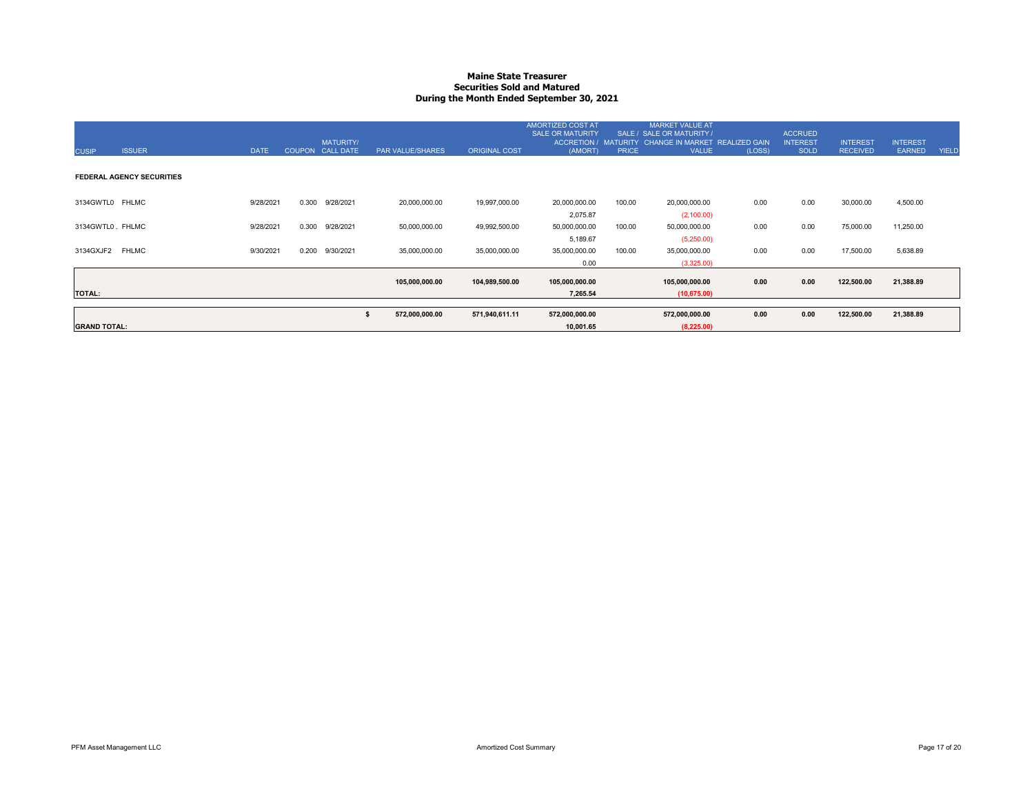# Maine State Treasurer
## Securities Sold and Matured
### During the Month Ended September 30, 2021

| CUSIP | ISSUER | DATE | COUPON | MATURITY/ CALL DATE | PAR VALUE/SHARES | ORIGINAL COST | AMORTIZED COST AT SALE OR MATURITY ACCRETION / (AMORT) | SALE / MATURITY PRICE | MARKET VALUE AT SALE OR MATURITY / CHANGE IN MARKET VALUE | REALIZED GAIN (LOSS) | ACCRUED INTEREST SOLD | INTEREST RECEIVED | INTEREST EARNED | YIELD |
|---|---|---|---|---|---|---|---|---|---|---|---|---|---|---|
| **FEDERAL AGENCY SECURITIES** | | | | | | | | | | | | | | |
| 3134GWTL0 | FHLMC | 9/28/2021 | 0.300 | 9/28/2021 | 20,000,000.00 | 19,997,000.00 | 20,000,000.00 | 100.00 | 20,000,000.00 | 0.00 | 0.00 | 30,000.00 | 4,500.00 | |
| | | | | | | | 2,075.87 | | (2,100.00) | | | | | |
| 3134GWTL0 . | FHLMC | 9/28/2021 | 0.300 | 9/28/2021 | 50,000,000.00 | 49,992,500.00 | 50,000,000.00 | 100.00 | 50,000,000.00 | 0.00 | 0.00 | 75,000.00 | 11,250.00 | |
| | | | | | | | 5,189.67 | | (5,250.00) | | | | | |
| 3134GXJF2 | FHLMC | 9/30/2021 | 0.200 | 9/30/2021 | 35,000,000.00 | 35,000,000.00 | 35,000,000.00 | 100.00 | 35,000,000.00 | 0.00 | 0.00 | 17,500.00 | 5,638.89 | |
| | | | | | | | 0.00 | | (3,325.00) | | | | | |
| **TOTAL:** | | | | | **105,000,000.00** | **104,989,500.00** | **105,000,000.00** | | **105,000,000.00** | **0.00** | **0.00** | **122,500.00** | **21,388.89** | |
| | | | | | | | **7,265.54** | | **(10,675.00)** | | | | | |
| **GRAND TOTAL:** | | | | | **$ 572,000,000.00** | **571,940,611.11** | **572,000,000.00** | | **572,000,000.00** | **0.00** | **0.00** | **122,500.00** | **21,388.89** | |
| | | | | | | | **10,001.65** | | **(8,225.00)** | | | | | |

PFM Asset Management LLC — Amortized Cost Summary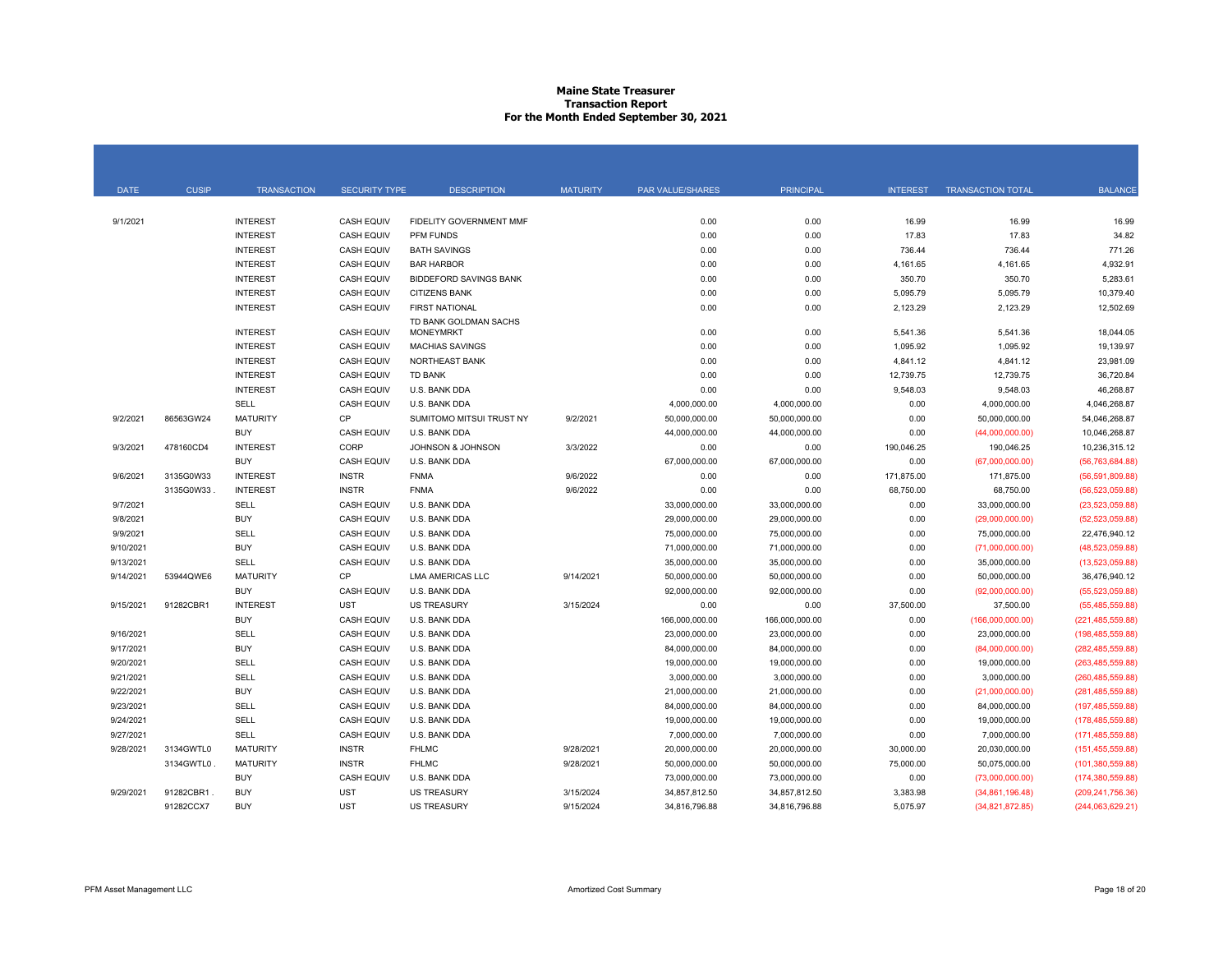# Maine State Treasurer
## Transaction Report
## For the Month Ended September 30, 2021

| DATE | CUSIP | TRANSACTION | SECURITY TYPE | DESCRIPTION | MATURITY | PAR VALUE/SHARES | PRINCIPAL | INTEREST | TRANSACTION TOTAL | BALANCE |
|---|---|---|---|---|---|---|---|---|---|---|
| 9/1/2021 | | INTEREST | CASH EQUIV | FIDELITY GOVERNMENT MMF | | 0.00 | 0.00 | 16.99 | 16.99 | 16.99 |
| | | INTEREST | CASH EQUIV | PFM FUNDS | | 0.00 | 0.00 | 17.83 | 17.83 | 34.82 |
| | | INTEREST | CASH EQUIV | BATH SAVINGS | | 0.00 | 0.00 | 736.44 | 736.44 | 771.26 |
| | | INTEREST | CASH EQUIV | BAR HARBOR | | 0.00 | 0.00 | 4,161.65 | 4,161.65 | 4,932.91 |
| | | INTEREST | CASH EQUIV | BIDDEFORD SAVINGS BANK | | 0.00 | 0.00 | 350.70 | 350.70 | 5,283.61 |
| | | INTEREST | CASH EQUIV | CITIZENS BANK | | 0.00 | 0.00 | 5,095.79 | 5,095.79 | 10,379.40 |
| | | INTEREST | CASH EQUIV | FIRST NATIONAL | | 0.00 | 0.00 | 2,123.29 | 2,123.29 | 12,502.69 |
| | | INTEREST | CASH EQUIV | TD BANK GOLDMAN SACHS MONEYMRKT | | 0.00 | 0.00 | 5,541.36 | 5,541.36 | 18,044.05 |
| | | INTEREST | CASH EQUIV | MACHIAS SAVINGS | | 0.00 | 0.00 | 1,095.92 | 1,095.92 | 19,139.97 |
| | | INTEREST | CASH EQUIV | NORTHEAST BANK | | 0.00 | 0.00 | 4,841.12 | 4,841.12 | 23,981.09 |
| | | INTEREST | CASH EQUIV | TD BANK | | 0.00 | 0.00 | 12,739.75 | 12,739.75 | 36,720.84 |
| | | INTEREST | CASH EQUIV | U.S. BANK DDA | | 0.00 | 0.00 | 9,548.03 | 9,548.03 | 46,268.87 |
| | | SELL | CASH EQUIV | U.S. BANK DDA | | 4,000,000.00 | 4,000,000.00 | 0.00 | 4,000,000.00 | 4,046,268.87 |
| 9/2/2021 | 86563GW24 | MATURITY | CP | SUMITOMO MITSUI TRUST NY | 9/2/2021 | 50,000,000.00 | 50,000,000.00 | 0.00 | 50,000,000.00 | 54,046,268.87 |
| | | BUY | CASH EQUIV | U.S. BANK DDA | | 44,000,000.00 | 44,000,000.00 | 0.00 | (44,000,000.00) | 10,046,268.87 |
| 9/3/2021 | 478160CD4 | INTEREST | CORP | JOHNSON & JOHNSON | 3/3/2022 | 0.00 | 0.00 | 190,046.25 | 190,046.25 | 10,236,315.12 |
| | | BUY | CASH EQUIV | U.S. BANK DDA | | 67,000,000.00 | 67,000,000.00 | 0.00 | (67,000,000.00) | (56,763,684.88) |
| 9/6/2021 | 3135G0W33 | INTEREST | INSTR | FNMA | 9/6/2022 | 0.00 | 0.00 | 171,875.00 | 171,875.00 | (56,591,809.88) |
| | 3135G0W33 . | INTEREST | INSTR | FNMA | 9/6/2022 | 0.00 | 0.00 | 68,750.00 | 68,750.00 | (56,523,059.88) |
| 9/7/2021 | | SELL | CASH EQUIV | U.S. BANK DDA | | 33,000,000.00 | 33,000,000.00 | 0.00 | 33,000,000.00 | (23,523,059.88) |
| 9/8/2021 | | BUY | CASH EQUIV | U.S. BANK DDA | | 29,000,000.00 | 29,000,000.00 | 0.00 | (29,000,000.00) | (52,523,059.88) |
| 9/9/2021 | | SELL | CASH EQUIV | U.S. BANK DDA | | 75,000,000.00 | 75,000,000.00 | 0.00 | 75,000,000.00 | 22,476,940.12 |
| 9/10/2021 | | BUY | CASH EQUIV | U.S. BANK DDA | | 71,000,000.00 | 71,000,000.00 | 0.00 | (71,000,000.00) | (48,523,059.88) |
| 9/13/2021 | | SELL | CASH EQUIV | U.S. BANK DDA | | 35,000,000.00 | 35,000,000.00 | 0.00 | 35,000,000.00 | (13,523,059.88) |
| 9/14/2021 | 53944QWE6 | MATURITY | CP | LMA AMERICAS LLC | 9/14/2021 | 50,000,000.00 | 50,000,000.00 | 0.00 | 50,000,000.00 | 36,476,940.12 |
| | | BUY | CASH EQUIV | U.S. BANK DDA | | 92,000,000.00 | 92,000,000.00 | 0.00 | (92,000,000.00) | (55,523,059.88) |
| 9/15/2021 | 91282CBR1 | INTEREST | UST | US TREASURY | 3/15/2024 | 0.00 | 0.00 | 37,500.00 | 37,500.00 | (55,485,559.88) |
| | | BUY | CASH EQUIV | U.S. BANK DDA | | 166,000,000.00 | 166,000,000.00 | 0.00 | (166,000,000.00) | (221,485,559.88) |
| 9/16/2021 | | SELL | CASH EQUIV | U.S. BANK DDA | | 23,000,000.00 | 23,000,000.00 | 0.00 | 23,000,000.00 | (198,485,559.88) |
| 9/17/2021 | | BUY | CASH EQUIV | U.S. BANK DDA | | 84,000,000.00 | 84,000,000.00 | 0.00 | (84,000,000.00) | (282,485,559.88) |
| 9/20/2021 | | SELL | CASH EQUIV | U.S. BANK DDA | | 19,000,000.00 | 19,000,000.00 | 0.00 | 19,000,000.00 | (263,485,559.88) |
| 9/21/2021 | | SELL | CASH EQUIV | U.S. BANK DDA | | 3,000,000.00 | 3,000,000.00 | 0.00 | 3,000,000.00 | (260,485,559.88) |
| 9/22/2021 | | BUY | CASH EQUIV | U.S. BANK DDA | | 21,000,000.00 | 21,000,000.00 | 0.00 | (21,000,000.00) | (281,485,559.88) |
| 9/23/2021 | | SELL | CASH EQUIV | U.S. BANK DDA | | 84,000,000.00 | 84,000,000.00 | 0.00 | 84,000,000.00 | (197,485,559.88) |
| 9/24/2021 | | SELL | CASH EQUIV | U.S. BANK DDA | | 19,000,000.00 | 19,000,000.00 | 0.00 | 19,000,000.00 | (178,485,559.88) |
| 9/27/2021 | | SELL | CASH EQUIV | U.S. BANK DDA | | 7,000,000.00 | 7,000,000.00 | 0.00 | 7,000,000.00 | (171,485,559.88) |
| 9/28/2021 | 3134GWTL0 | MATURITY | INSTR | FHLMC | 9/28/2021 | 20,000,000.00 | 20,000,000.00 | 30,000.00 | 20,030,000.00 | (151,455,559.88) |
| | 3134GWTL0 . | MATURITY | INSTR | FHLMC | 9/28/2021 | 50,000,000.00 | 50,000,000.00 | 75,000.00 | 50,075,000.00 | (101,380,559.88) |
| | | BUY | CASH EQUIV | U.S. BANK DDA | | 73,000,000.00 | 73,000,000.00 | 0.00 | (73,000,000.00) | (174,380,559.88) |
| 9/29/2021 | 91282CBR1 . | BUY | UST | US TREASURY | 3/15/2024 | 34,857,812.50 | 34,857,812.50 | 3,383.98 | (34,861,196.48) | (209,241,756.36) |
| | 91282CCX7 | BUY | UST | US TREASURY | 9/15/2024 | 34,816,796.88 | 34,816,796.88 | 5,075.97 | (34,821,872.85) | (244,063,629.21) |

PFM Asset Management LLC — Amortized Cost Summary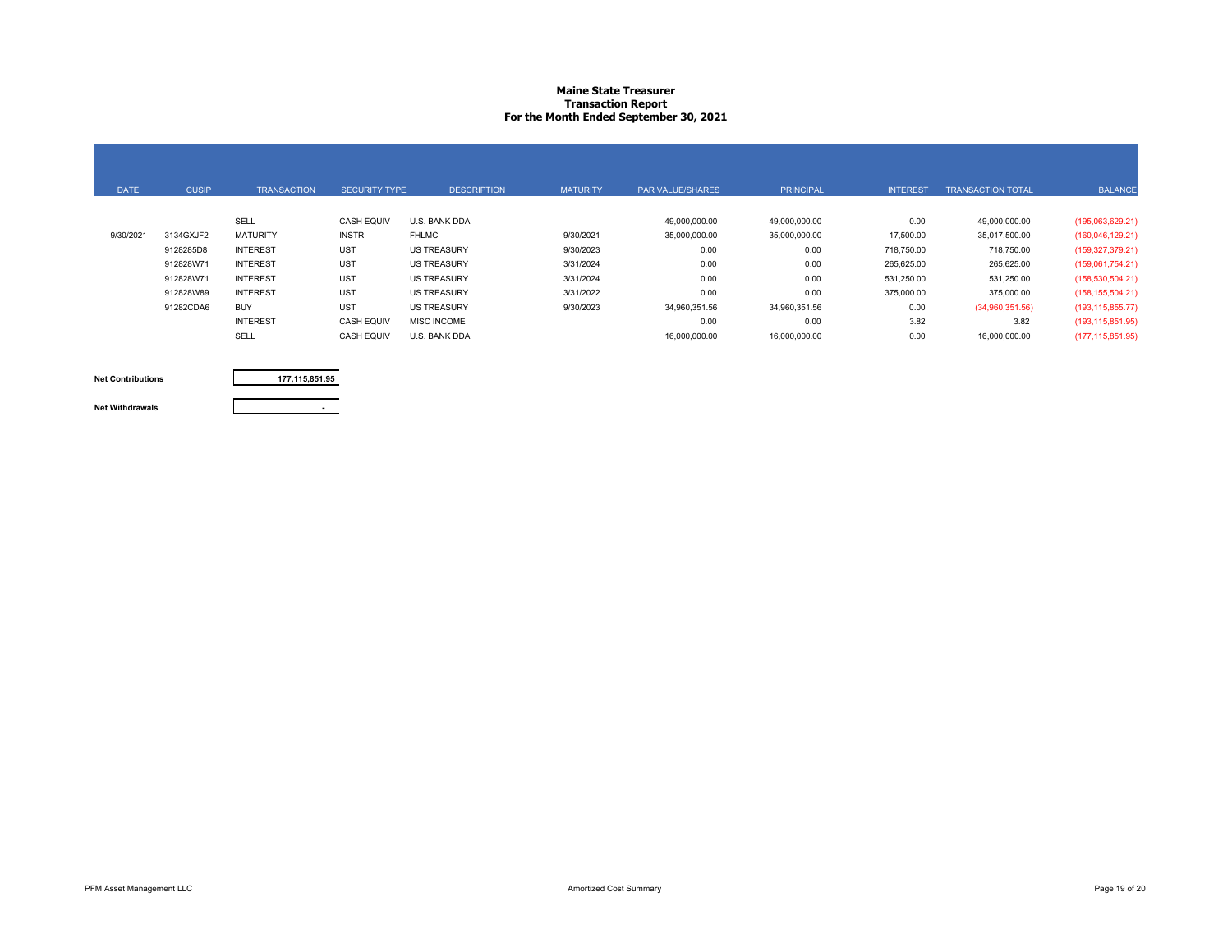**Maine State Treasurer**
**Transaction Report**
**For the Month Ended September 30, 2021**

| DATE | CUSIP | TRANSACTION | SECURITY TYPE | DESCRIPTION | MATURITY | PAR VALUE/SHARES | PRINCIPAL | INTEREST | TRANSACTION TOTAL | BALANCE |
|---|---|---|---|---|---|---|---|---|---|---|
| | | SELL | CASH EQUIV | U.S. BANK DDA | | 49,000,000.00 | 49,000,000.00 | 0.00 | 49,000,000.00 | (195,063,629.21) |
| 9/30/2021 | 3134GXJF2 | MATURITY | INSTR | FHLMC | 9/30/2021 | 35,000,000.00 | 35,000,000.00 | 17,500.00 | 35,017,500.00 | (160,046,129.21) |
| | 9128285D8 | INTEREST | UST | US TREASURY | 9/30/2023 | 0.00 | 0.00 | 718,750.00 | 718,750.00 | (159,327,379.21) |
| | 912828W71 | INTEREST | UST | US TREASURY | 3/31/2024 | 0.00 | 0.00 | 265,625.00 | 265,625.00 | (159,061,754.21) |
| | 912828W71 . | INTEREST | UST | US TREASURY | 3/31/2024 | 0.00 | 0.00 | 531,250.00 | 531,250.00 | (158,530,504.21) |
| | 912828W89 | INTEREST | UST | US TREASURY | 3/31/2022 | 0.00 | 0.00 | 375,000.00 | 375,000.00 | (158,155,504.21) |
| | 91282CDA6 | BUY | UST | US TREASURY | 9/30/2023 | 34,960,351.56 | 34,960,351.56 | 0.00 | (34,960,351.56) | (193,115,855.77) |
| | | INTEREST | CASH EQUIV | MISC INCOME | | 0.00 | 0.00 | 3.82 | 3.82 | (193,115,851.95) |
| | | SELL | CASH EQUIV | U.S. BANK DDA | | 16,000,000.00 | 16,000,000.00 | 0.00 | 16,000,000.00 | (177,115,851.95) |

| | |
|---|---|
| **Net Contributions** | **177,115,851.95** |
| **Net Withdrawals** | **-** |

PFM Asset Management LLC

Amortized Cost Summary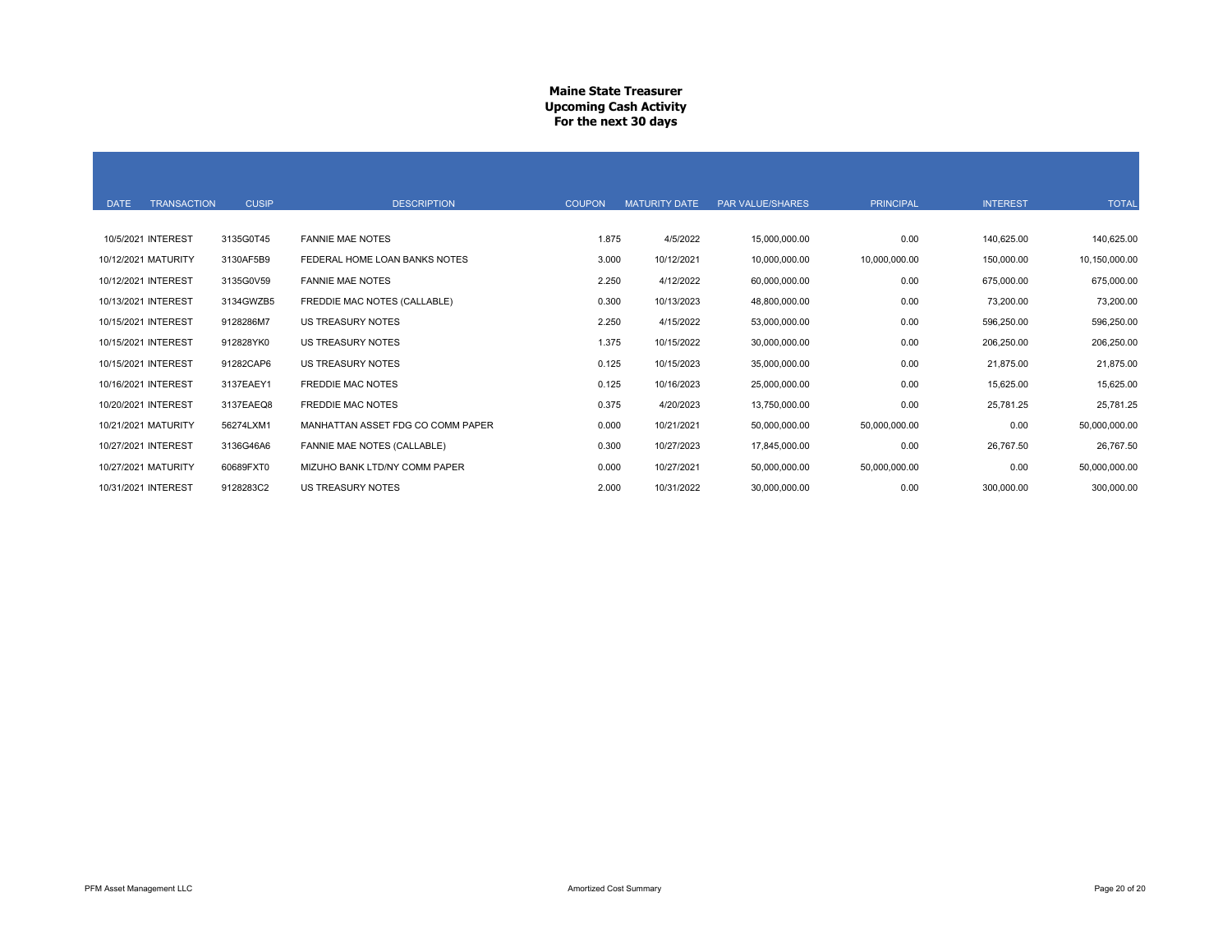# Maine State Treasurer
## Upcoming Cash Activity
### For the next 30 days

| DATE | TRANSACTION | CUSIP | DESCRIPTION | COUPON | MATURITY DATE | PAR VALUE/SHARES | PRINCIPAL | INTEREST | TOTAL |
|---|---|---|---|---|---|---|---|---|---|
| 10/5/2021 | INTEREST | 3135G0T45 | FANNIE MAE NOTES | 1.875 | 4/5/2022 | 15,000,000.00 | 0.00 | 140,625.00 | 140,625.00 |
| 10/12/2021 | MATURITY | 3130AF5B9 | FEDERAL HOME LOAN BANKS NOTES | 3.000 | 10/12/2021 | 10,000,000.00 | 10,000,000.00 | 150,000.00 | 10,150,000.00 |
| 10/12/2021 | INTEREST | 3135G0V59 | FANNIE MAE NOTES | 2.250 | 4/12/2022 | 60,000,000.00 | 0.00 | 675,000.00 | 675,000.00 |
| 10/13/2021 | INTEREST | 3134GWZB5 | FREDDIE MAC NOTES (CALLABLE) | 0.300 | 10/13/2023 | 48,800,000.00 | 0.00 | 73,200.00 | 73,200.00 |
| 10/15/2021 | INTEREST | 9128286M7 | US TREASURY NOTES | 2.250 | 4/15/2022 | 53,000,000.00 | 0.00 | 596,250.00 | 596,250.00 |
| 10/15/2021 | INTEREST | 912828YK0 | US TREASURY NOTES | 1.375 | 10/15/2022 | 30,000,000.00 | 0.00 | 206,250.00 | 206,250.00 |
| 10/15/2021 | INTEREST | 91282CAP6 | US TREASURY NOTES | 0.125 | 10/15/2023 | 35,000,000.00 | 0.00 | 21,875.00 | 21,875.00 |
| 10/16/2021 | INTEREST | 3137EAEY1 | FREDDIE MAC NOTES | 0.125 | 10/16/2023 | 25,000,000.00 | 0.00 | 15,625.00 | 15,625.00 |
| 10/20/2021 | INTEREST | 3137EAEQ8 | FREDDIE MAC NOTES | 0.375 | 4/20/2023 | 13,750,000.00 | 0.00 | 25,781.25 | 25,781.25 |
| 10/21/2021 | MATURITY | 56274LXM1 | MANHATTAN ASSET FDG CO COMM PAPER | 0.000 | 10/21/2021 | 50,000,000.00 | 50,000,000.00 | 0.00 | 50,000,000.00 |
| 10/27/2021 | INTEREST | 3136G46A6 | FANNIE MAE NOTES (CALLABLE) | 0.300 | 10/27/2023 | 17,845,000.00 | 0.00 | 26,767.50 | 26,767.50 |
| 10/27/2021 | MATURITY | 60689FXT0 | MIZUHO BANK LTD/NY COMM PAPER | 0.000 | 10/27/2021 | 50,000,000.00 | 50,000,000.00 | 0.00 | 50,000,000.00 |
| 10/31/2021 | INTEREST | 9128283C2 | US TREASURY NOTES | 2.000 | 10/31/2022 | 30,000,000.00 | 0.00 | 300,000.00 | 300,000.00 |